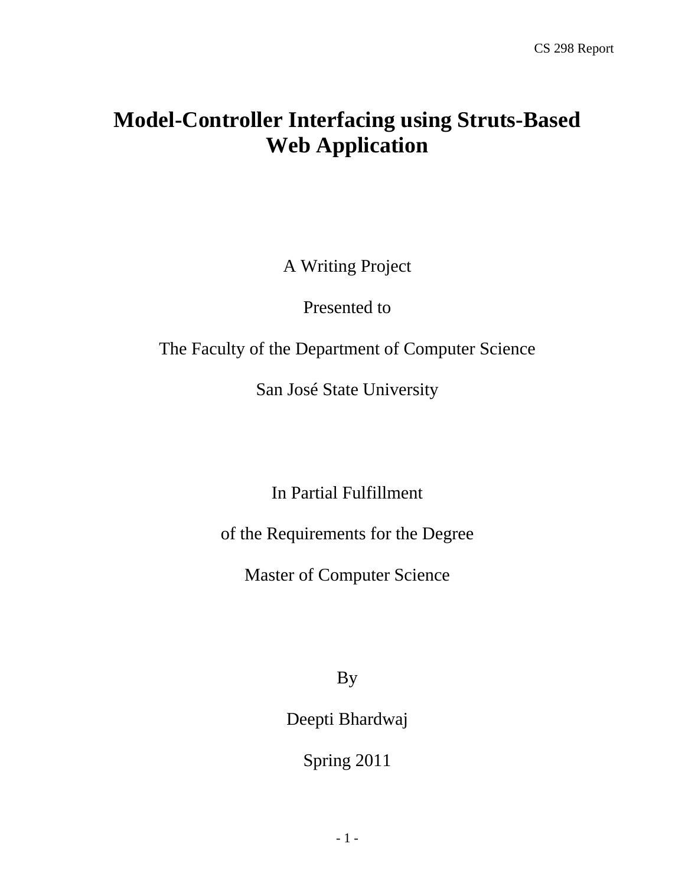# Model-Controller Interfacing using Struts-Based Web Application

A Writing Project

Presented to

The Faculty of the Department of Computer Science

San José State University

In Partial Fulfillment

of the Requirements for the Degree

Master of Computer Science

By

Deepti Bhardwaj

Spring 2011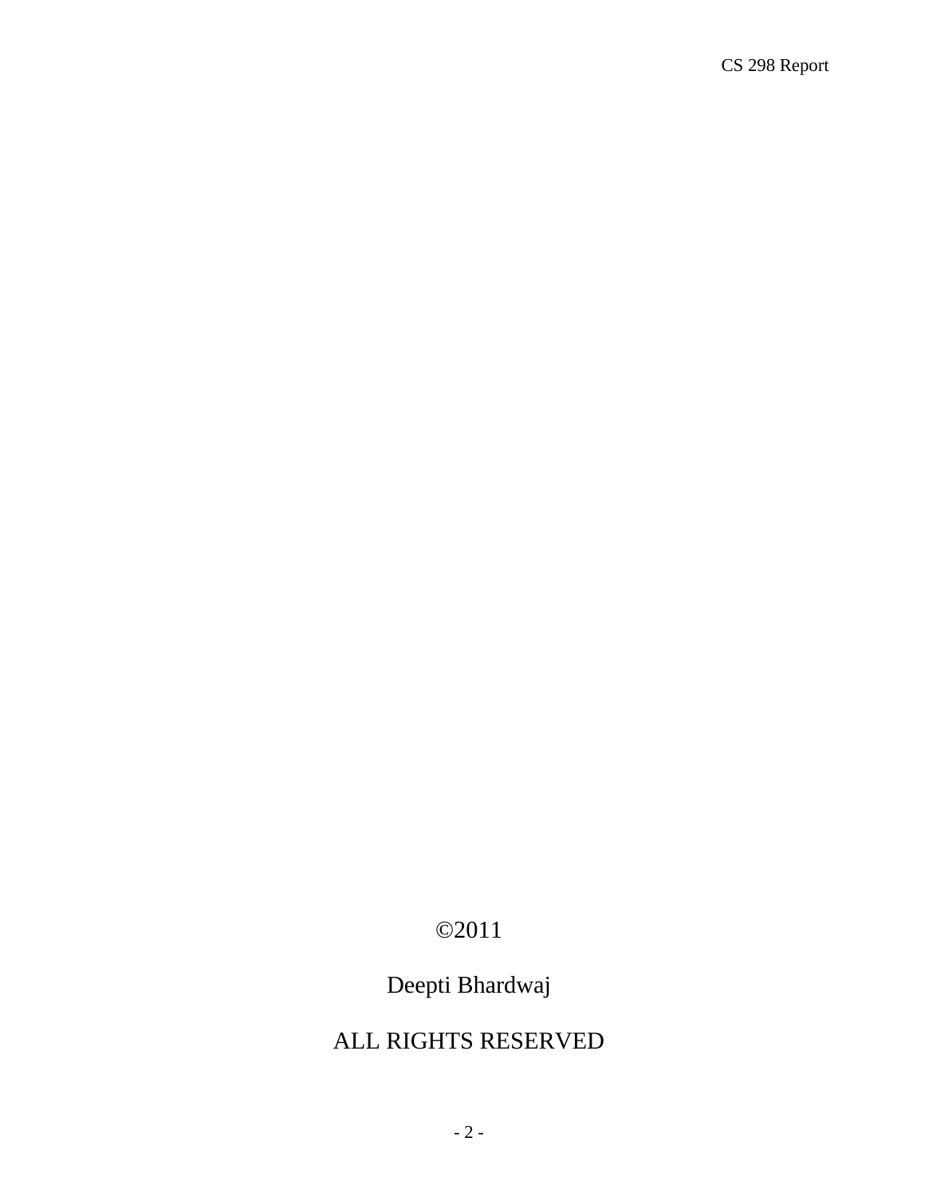©2011

Deepti Bhardwaj

ALL RIGHTS RESERVED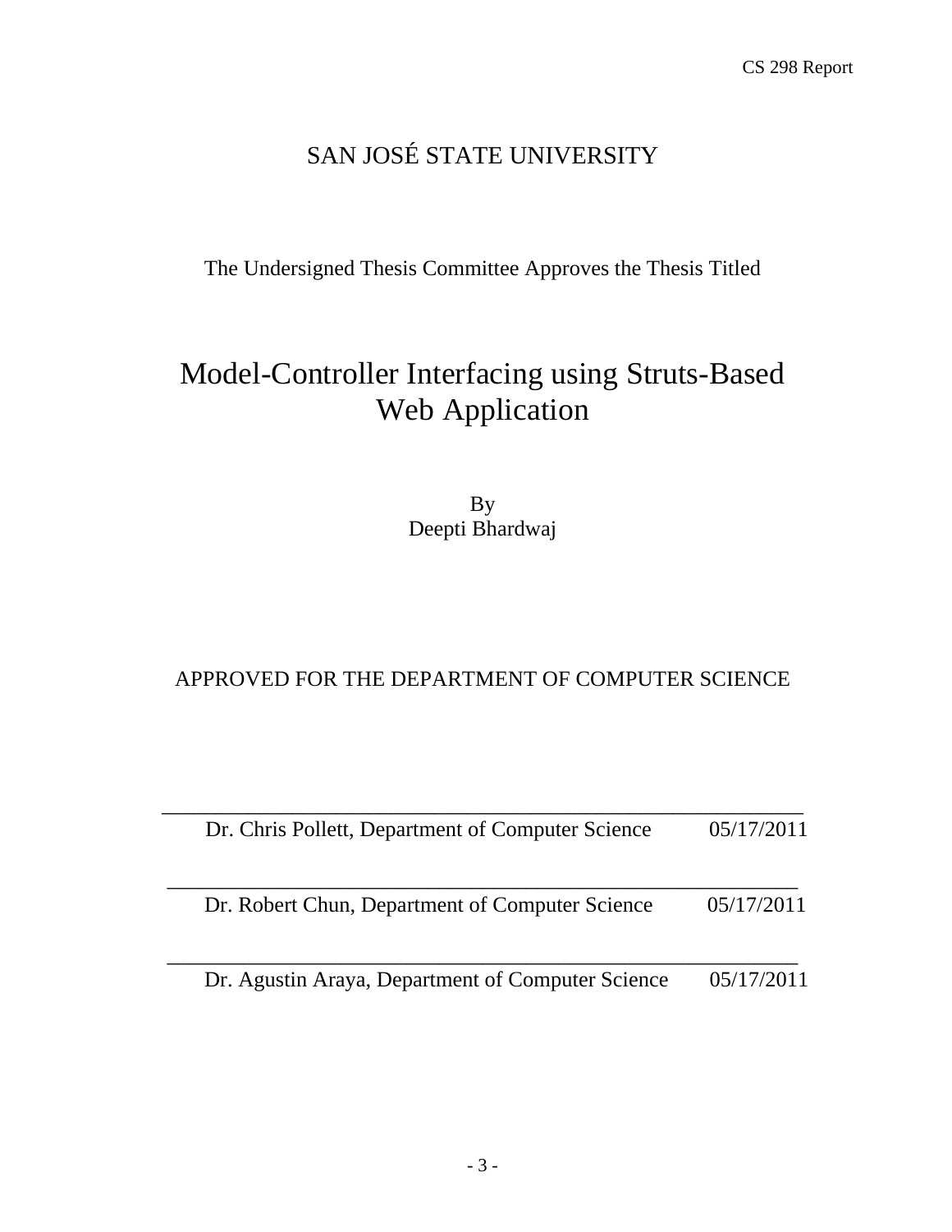SAN JOSÉ STATE UNIVERSITY

The Undersigned Thesis Committee Approves the Thesis Titled

# Model-Controller Interfacing using Struts-Based Web Application

By
Deepti Bhardwaj

APPROVED FOR THE DEPARTMENT OF COMPUTER SCIENCE

\_\_\_\_\_\_\_\_\_\_\_\_\_\_\_\_\_\_\_\_\_\_\_\_\_\_\_\_\_\_\_\_\_\_\_\_\_\_\_\_\_\_\_\_\_\_\_\_\_\_\_\_\_\_

Dr. Chris Pollett, Department of Computer Science 05/17/2011

\_\_\_\_\_\_\_\_\_\_\_\_\_\_\_\_\_\_\_\_\_\_\_\_\_\_\_\_\_\_\_\_\_\_\_\_\_\_\_\_\_\_\_\_\_\_\_\_\_\_\_\_\_\_

Dr. Robert Chun, Department of Computer Science 05/17/2011

\_\_\_\_\_\_\_\_\_\_\_\_\_\_\_\_\_\_\_\_\_\_\_\_\_\_\_\_\_\_\_\_\_\_\_\_\_\_\_\_\_\_\_\_\_\_\_\_\_\_\_\_\_\_

Dr. Agustin Araya, Department of Computer Science 05/17/2011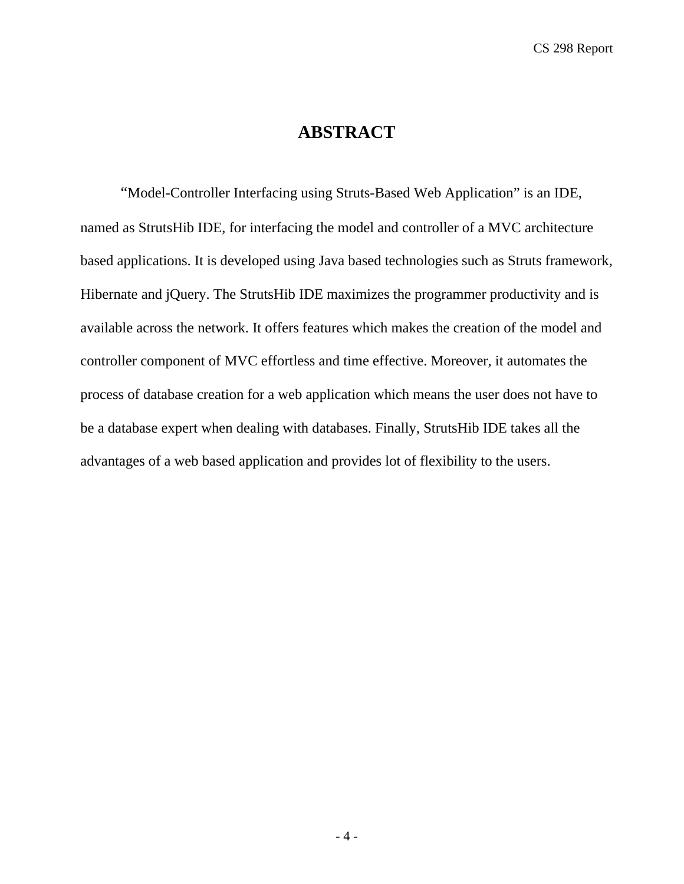# ABSTRACT

"Model-Controller Interfacing using Struts-Based Web Application" is an IDE, named as StrutsHib IDE, for interfacing the model and controller of a MVC architecture based applications. It is developed using Java based technologies such as Struts framework, Hibernate and jQuery. The StrutsHib IDE maximizes the programmer productivity and is available across the network. It offers features which makes the creation of the model and controller component of MVC effortless and time effective. Moreover, it automates the process of database creation for a web application which means the user does not have to be a database expert when dealing with databases. Finally, StrutsHib IDE takes all the advantages of a web based application and provides lot of flexibility to the users.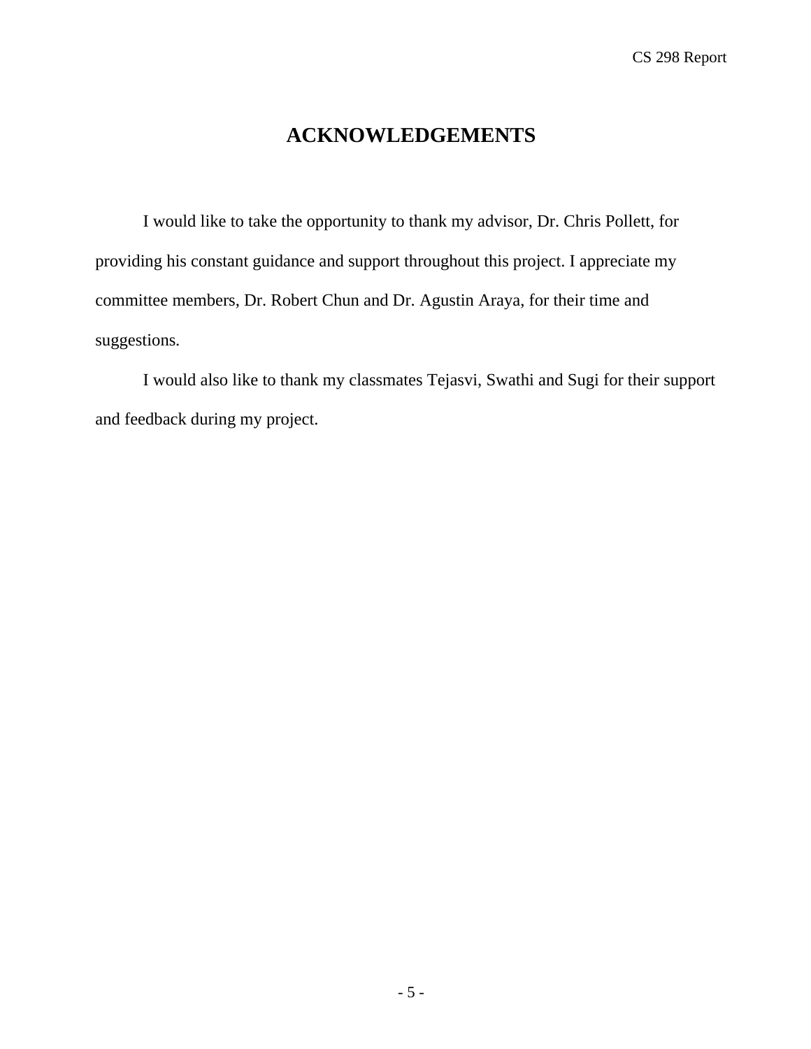# ACKNOWLEDGEMENTS

I would like to take the opportunity to thank my advisor, Dr. Chris Pollett, for providing his constant guidance and support throughout this project. I appreciate my committee members, Dr. Robert Chun and Dr. Agustin Araya, for their time and suggestions.

I would also like to thank my classmates Tejasvi, Swathi and Sugi for their support and feedback during my project.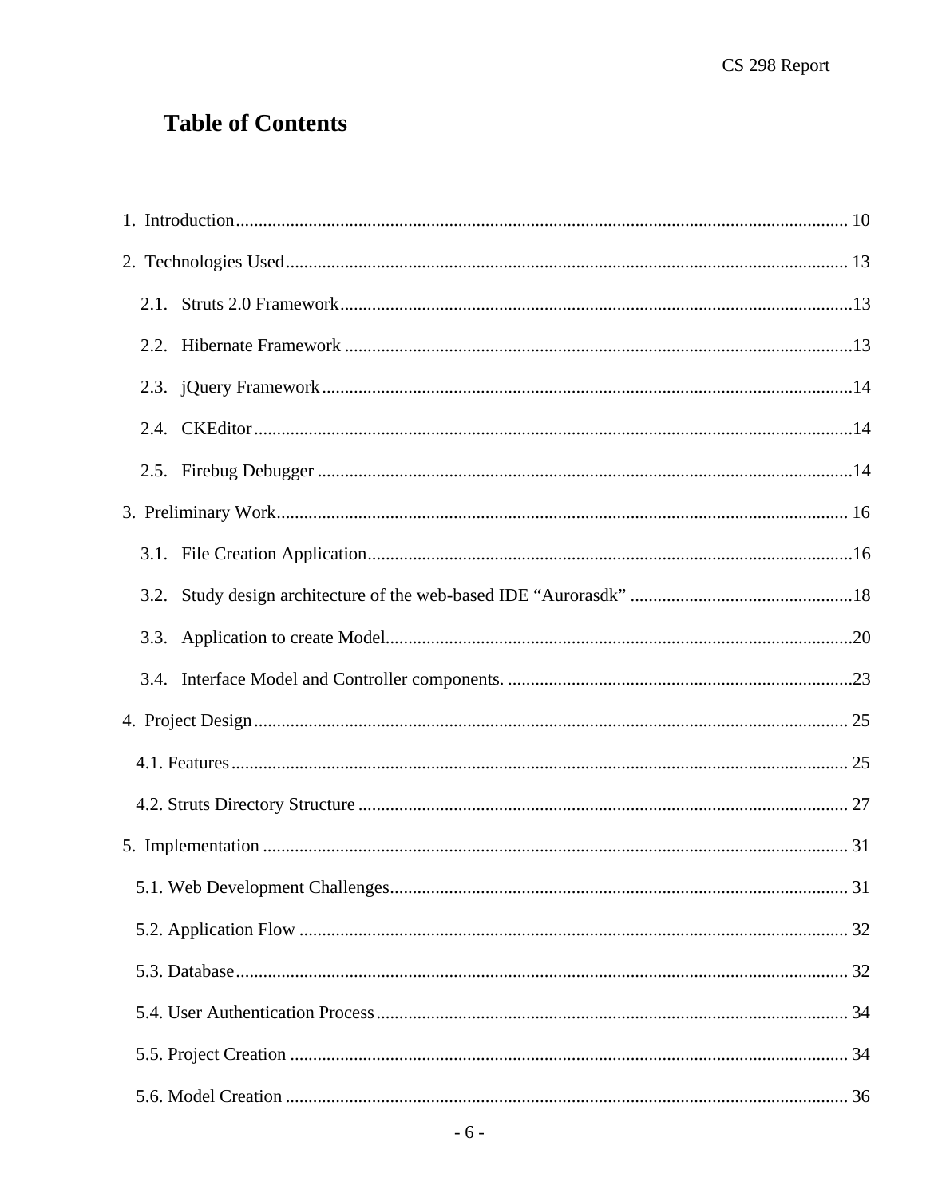# Table of Contents

1. Introduction .......... 10

2. Technologies Used .......... 13

   2.1. Struts 2.0 Framework .......... 13

   2.2. Hibernate Framework .......... 13

   2.3. jQuery Framework .......... 14

   2.4. CKEditor .......... 14

   2.5. Firebug Debugger .......... 14

3. Preliminary Work .......... 16

   3.1. File Creation Application .......... 16

   3.2. Study design architecture of the web-based IDE “Aurorasdk” .......... 18

   3.3. Application to create Model .......... 20

   3.4. Interface Model and Controller components. .......... 23

4. Project Design .......... 25

   4.1. Features .......... 25

   4.2. Struts Directory Structure .......... 27

5. Implementation .......... 31

   5.1. Web Development Challenges .......... 31

   5.2. Application Flow .......... 32

   5.3. Database .......... 32

   5.4. User Authentication Process .......... 34

   5.5. Project Creation .......... 34

   5.6. Model Creation .......... 36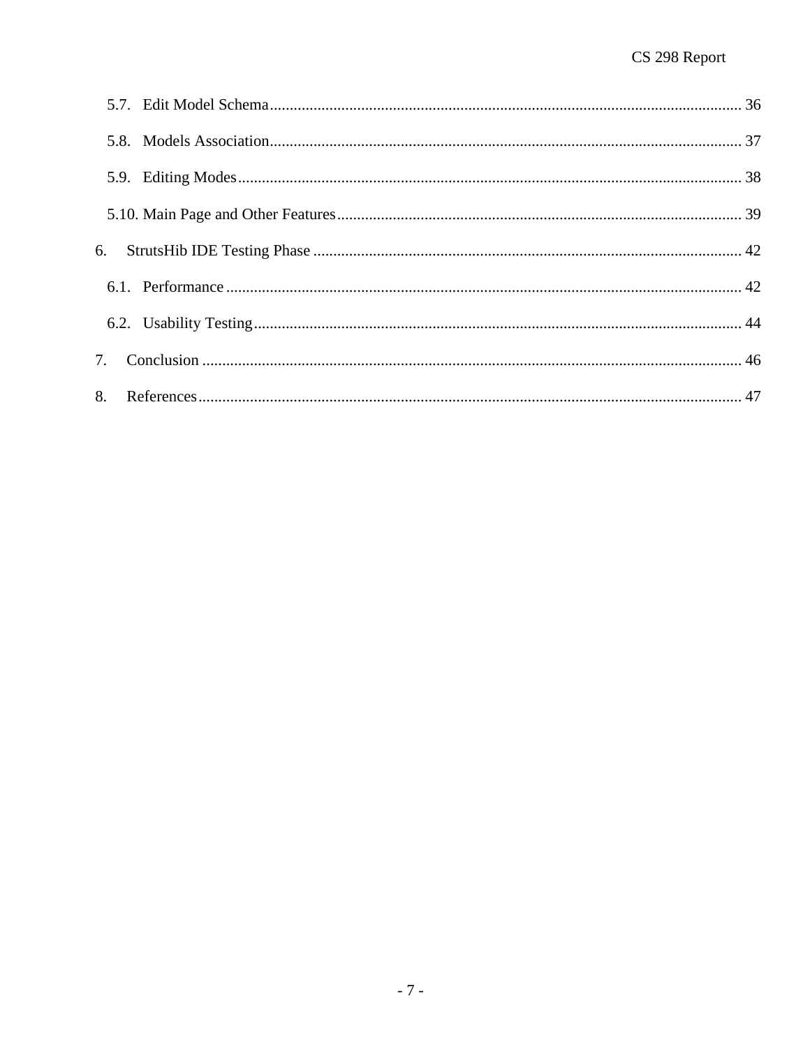5.7. Edit Model Schema ........................................................................................................................ 36

5.8. Models Association ........................................................................................................................ 37

5.9. Editing Modes ................................................................................................................................ 38

5.10. Main Page and Other Features ..................................................................................................... 39

6. StrutsHib IDE Testing Phase ............................................................................................................. 42

6.1. Performance ................................................................................................................................... 42

6.2. Usability Testing ............................................................................................................................ 44

7. Conclusion ........................................................................................................................................ 46

8. References ......................................................................................................................................... 47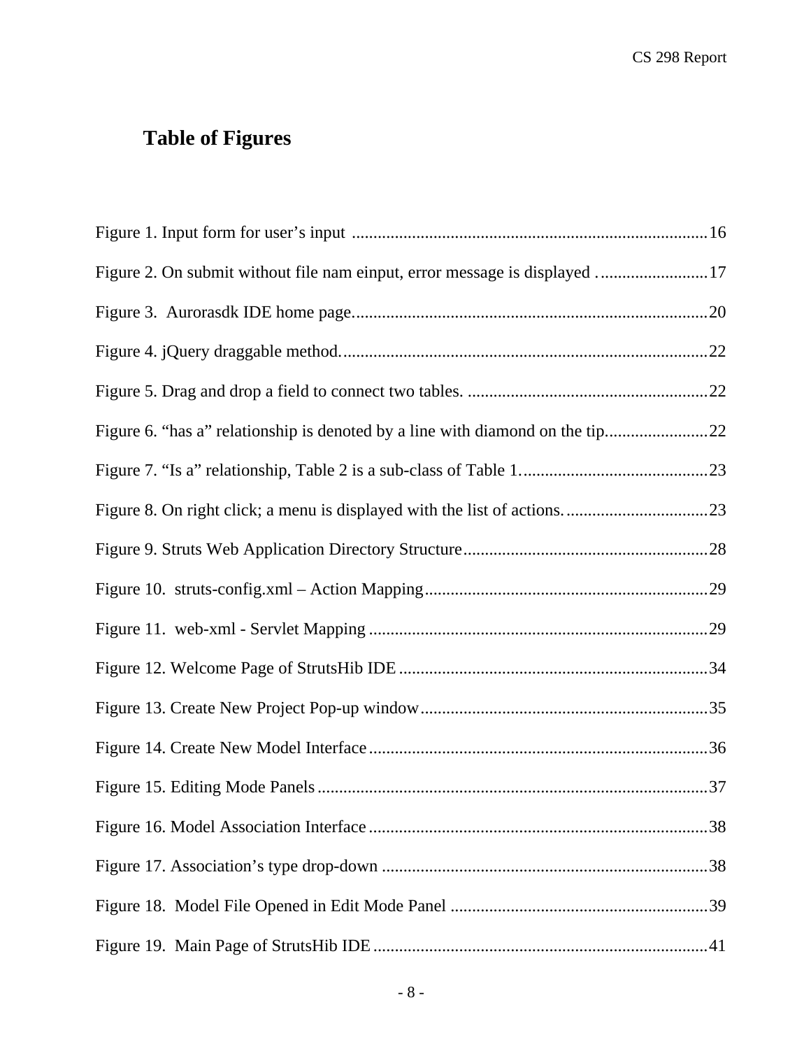# Table of Figures

Figure 1. Input form for user's input ..................................................................................16

Figure 2. On submit without file nam einput, error message is displayed ..........................17

Figure 3. Aurorasdk IDE home page..................................................................................20

Figure 4. jQuery draggable method.....................................................................................22

Figure 5. Drag and drop a field to connect two tables. ........................................................22

Figure 6. "has a" relationship is denoted by a line with diamond on the tip........................22

Figure 7. "Is a" relationship, Table 2 is a sub-class of Table 1............................................23

Figure 8. On right click; a menu is displayed with the list of actions..................................23

Figure 9. Struts Web Application Directory Structure.........................................................28

Figure 10. struts-config.xml – Action Mapping..................................................................29

Figure 11. web-xml - Servlet Mapping ...............................................................................29

Figure 12. Welcome Page of StrutsHib IDE........................................................................34

Figure 13. Create New Project Pop-up window...................................................................35

Figure 14. Create New Model Interface...............................................................................36

Figure 15. Editing Mode Panels...........................................................................................37

Figure 16. Model Association Interface...............................................................................38

Figure 17. Association's type drop-down ............................................................................38

Figure 18. Model File Opened in Edit Mode Panel ............................................................39

Figure 19. Main Page of StrutsHib IDE..............................................................................41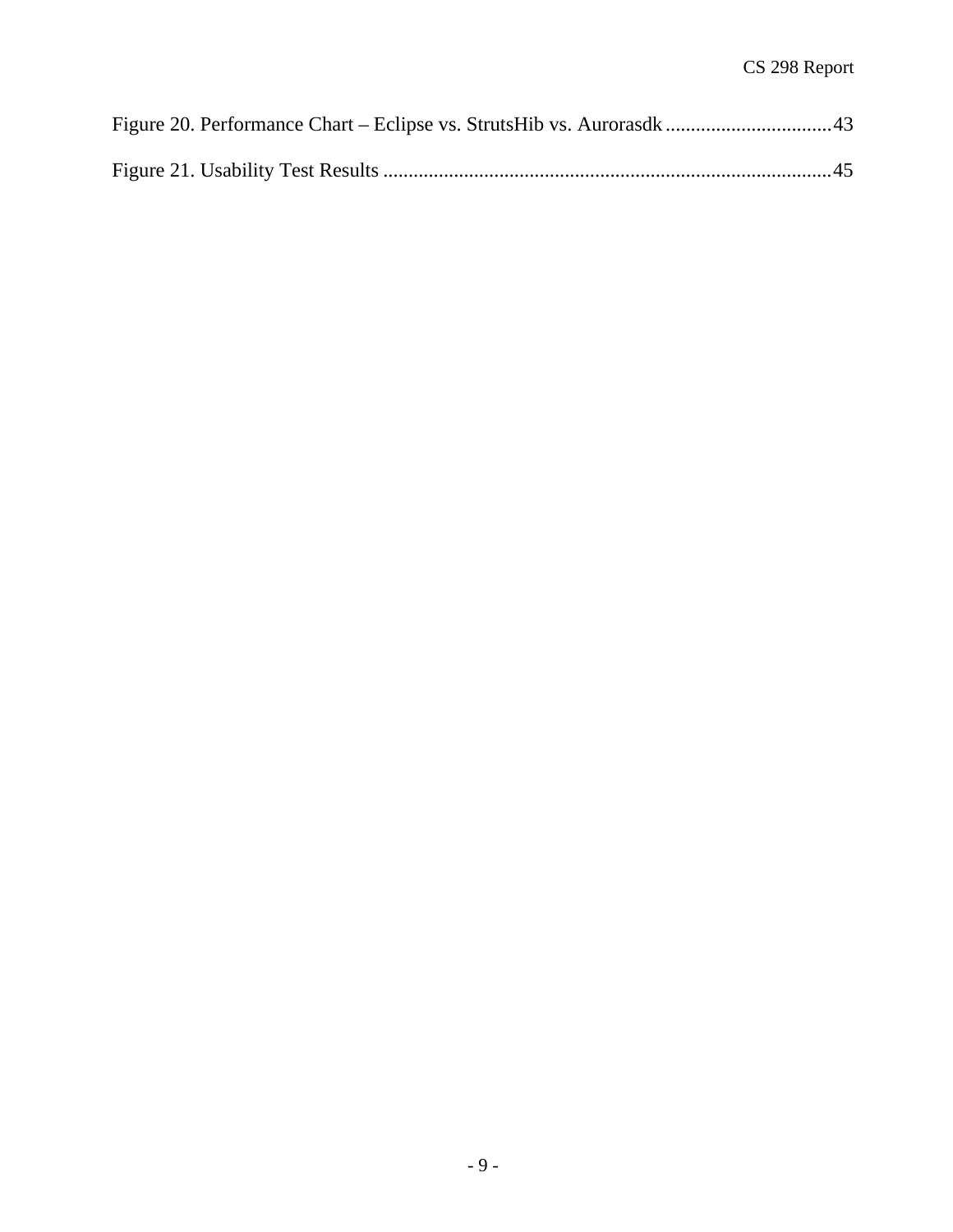Figure 20. Performance Chart – Eclipse vs. StrutsHib vs. Aurorasdk .................................43

Figure 21. Usability Test Results .......................................................................................45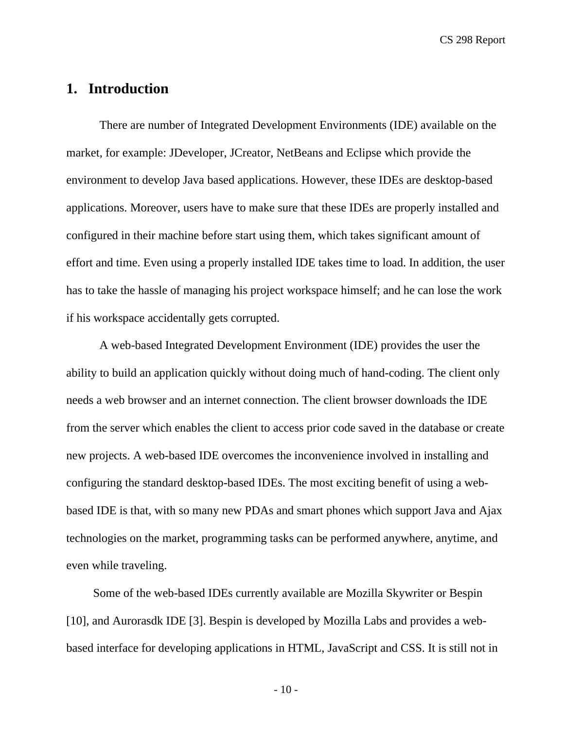# 1. Introduction

There are number of Integrated Development Environments (IDE) available on the market, for example: JDeveloper, JCreator, NetBeans and Eclipse which provide the environment to develop Java based applications. However, these IDEs are desktop-based applications. Moreover, users have to make sure that these IDEs are properly installed and configured in their machine before start using them, which takes significant amount of effort and time. Even using a properly installed IDE takes time to load. In addition, the user has to take the hassle of managing his project workspace himself; and he can lose the work if his workspace accidentally gets corrupted.

A web-based Integrated Development Environment (IDE) provides the user the ability to build an application quickly without doing much of hand-coding. The client only needs a web browser and an internet connection. The client browser downloads the IDE from the server which enables the client to access prior code saved in the database or create new projects. A web-based IDE overcomes the inconvenience involved in installing and configuring the standard desktop-based IDEs. The most exciting benefit of using a web-based IDE is that, with so many new PDAs and smart phones which support Java and Ajax technologies on the market, programming tasks can be performed anywhere, anytime, and even while traveling.

Some of the web-based IDEs currently available are Mozilla Skywriter or Bespin [10], and Aurorasdk IDE [3]. Bespin is developed by Mozilla Labs and provides a web-based interface for developing applications in HTML, JavaScript and CSS. It is still not in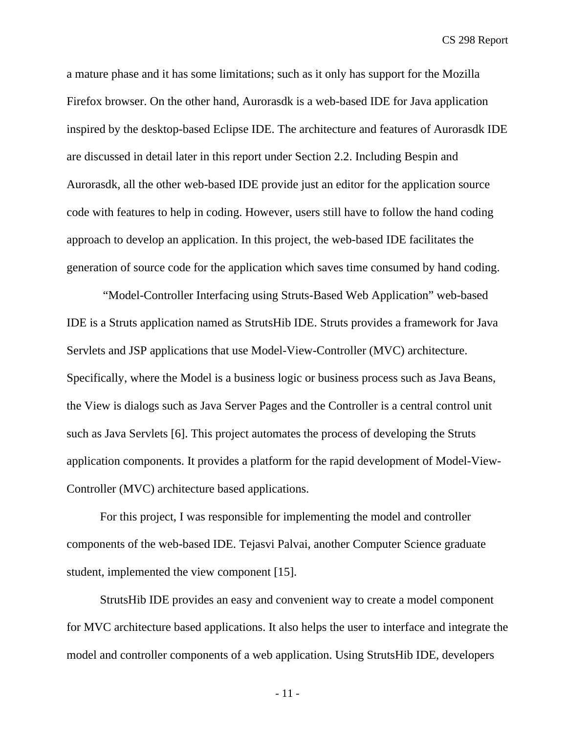a mature phase and it has some limitations; such as it only has support for the Mozilla Firefox browser. On the other hand, Aurorasdk is a web-based IDE for Java application inspired by the desktop-based Eclipse IDE. The architecture and features of Aurorasdk IDE are discussed in detail later in this report under Section 2.2. Including Bespin and Aurorasdk, all the other web-based IDE provide just an editor for the application source code with features to help in coding. However, users still have to follow the hand coding approach to develop an application. In this project, the web-based IDE facilitates the generation of source code for the application which saves time consumed by hand coding.

"Model-Controller Interfacing using Struts-Based Web Application" web-based IDE is a Struts application named as StrutsHib IDE. Struts provides a framework for Java Servlets and JSP applications that use Model-View-Controller (MVC) architecture. Specifically, where the Model is a business logic or business process such as Java Beans, the View is dialogs such as Java Server Pages and the Controller is a central control unit such as Java Servlets [6]. This project automates the process of developing the Struts application components. It provides a platform for the rapid development of Model-View-Controller (MVC) architecture based applications.

For this project, I was responsible for implementing the model and controller components of the web-based IDE. Tejasvi Palvai, another Computer Science graduate student, implemented the view component [15].

StrutsHib IDE provides an easy and convenient way to create a model component for MVC architecture based applications. It also helps the user to interface and integrate the model and controller components of a web application. Using StrutsHib IDE, developers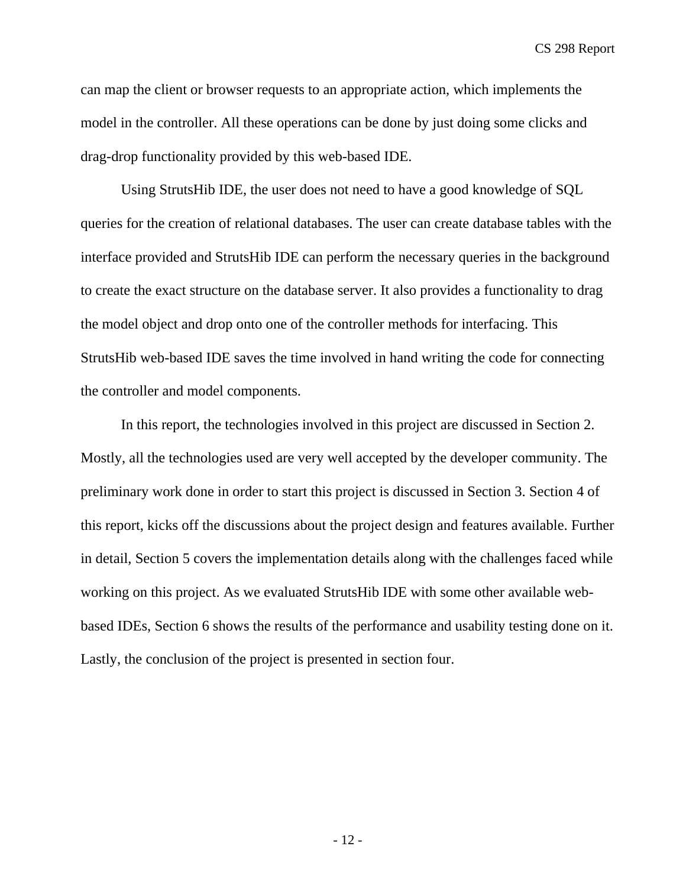can map the client or browser requests to an appropriate action, which implements the model in the controller. All these operations can be done by just doing some clicks and drag-drop functionality provided by this web-based IDE.

Using StrutsHib IDE, the user does not need to have a good knowledge of SQL queries for the creation of relational databases. The user can create database tables with the interface provided and StrutsHib IDE can perform the necessary queries in the background to create the exact structure on the database server. It also provides a functionality to drag the model object and drop onto one of the controller methods for interfacing. This StrutsHib web-based IDE saves the time involved in hand writing the code for connecting the controller and model components.

In this report, the technologies involved in this project are discussed in Section 2. Mostly, all the technologies used are very well accepted by the developer community. The preliminary work done in order to start this project is discussed in Section 3. Section 4 of this report, kicks off the discussions about the project design and features available. Further in detail, Section 5 covers the implementation details along with the challenges faced while working on this project. As we evaluated StrutsHib IDE with some other available web-based IDEs, Section 6 shows the results of the performance and usability testing done on it. Lastly, the conclusion of the project is presented in section four.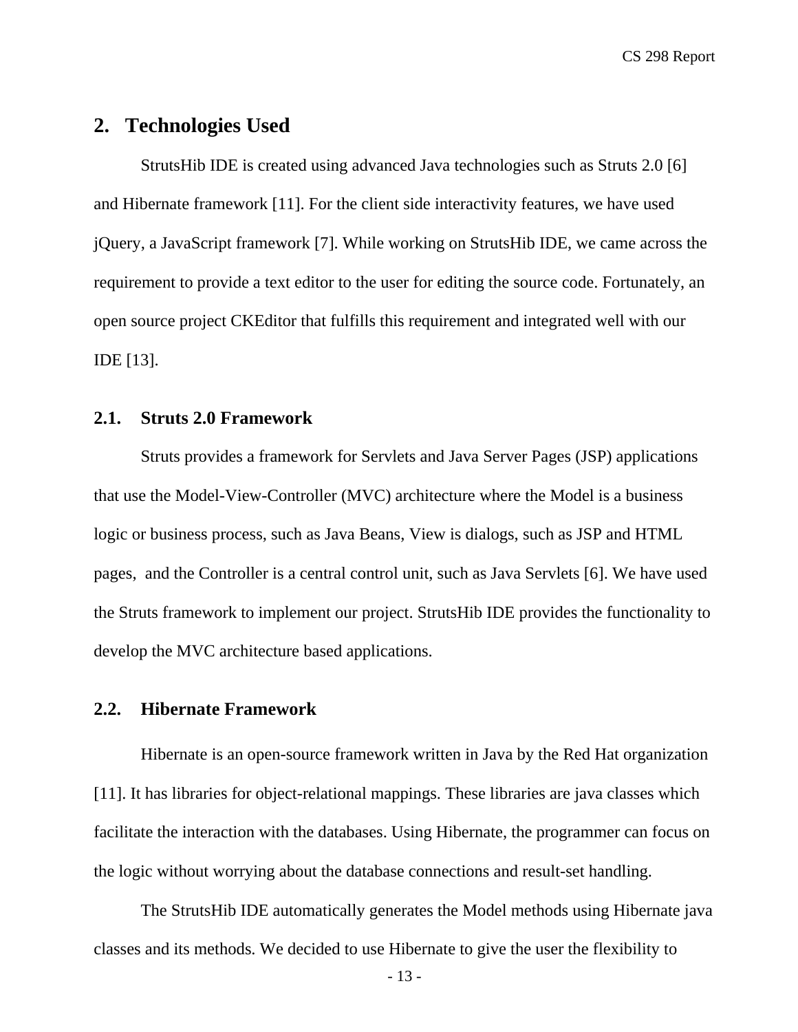## 2. Technologies Used

StrutsHib IDE is created using advanced Java technologies such as Struts 2.0 [6] and Hibernate framework [11]. For the client side interactivity features, we have used jQuery, a JavaScript framework [7]. While working on StrutsHib IDE, we came across the requirement to provide a text editor to the user for editing the source code. Fortunately, an open source project CKEditor that fulfills this requirement and integrated well with our IDE [13].

### 2.1. Struts 2.0 Framework

Struts provides a framework for Servlets and Java Server Pages (JSP) applications that use the Model-View-Controller (MVC) architecture where the Model is a business logic or business process, such as Java Beans, View is dialogs, such as JSP and HTML pages, and the Controller is a central control unit, such as Java Servlets [6]. We have used the Struts framework to implement our project. StrutsHib IDE provides the functionality to develop the MVC architecture based applications.

### 2.2. Hibernate Framework

Hibernate is an open-source framework written in Java by the Red Hat organization [11]. It has libraries for object-relational mappings. These libraries are java classes which facilitate the interaction with the databases. Using Hibernate, the programmer can focus on the logic without worrying about the database connections and result-set handling.

The StrutsHib IDE automatically generates the Model methods using Hibernate java classes and its methods. We decided to use Hibernate to give the user the flexibility to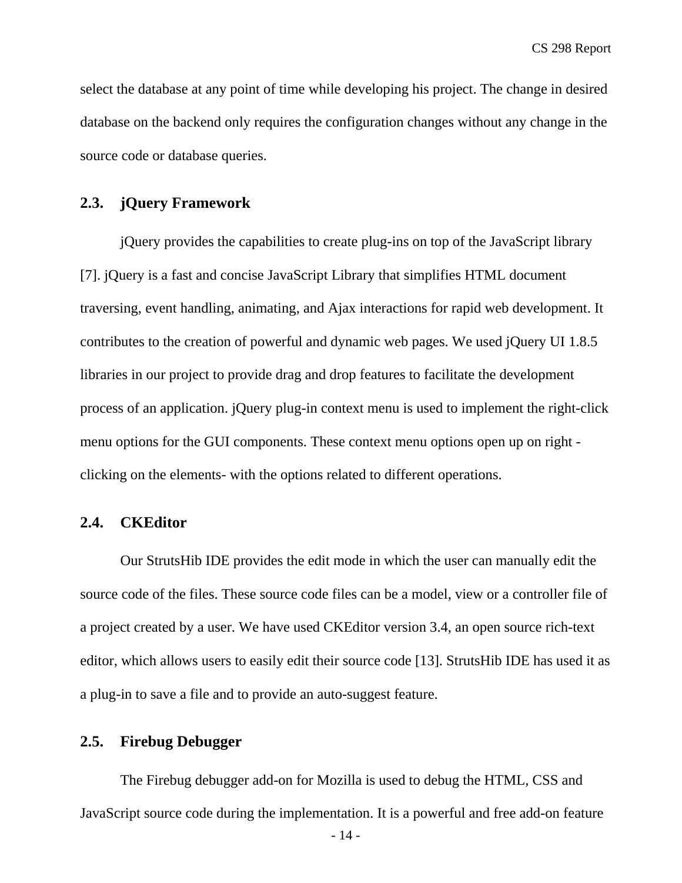select the database at any point of time while developing his project. The change in desired database on the backend only requires the configuration changes without any change in the source code or database queries.

## 2.3. jQuery Framework

jQuery provides the capabilities to create plug-ins on top of the JavaScript library [7]. jQuery is a fast and concise JavaScript Library that simplifies HTML document traversing, event handling, animating, and Ajax interactions for rapid web development. It contributes to the creation of powerful and dynamic web pages. We used jQuery UI 1.8.5 libraries in our project to provide drag and drop features to facilitate the development process of an application. jQuery plug-in context menu is used to implement the right-click menu options for the GUI components. These context menu options open up on right - clicking on the elements- with the options related to different operations.

## 2.4. CKEditor

Our StrutsHib IDE provides the edit mode in which the user can manually edit the source code of the files. These source code files can be a model, view or a controller file of a project created by a user. We have used CKEditor version 3.4, an open source rich-text editor, which allows users to easily edit their source code [13]. StrutsHib IDE has used it as a plug-in to save a file and to provide an auto-suggest feature.

## 2.5. Firebug Debugger

The Firebug debugger add-on for Mozilla is used to debug the HTML, CSS and JavaScript source code during the implementation. It is a powerful and free add-on feature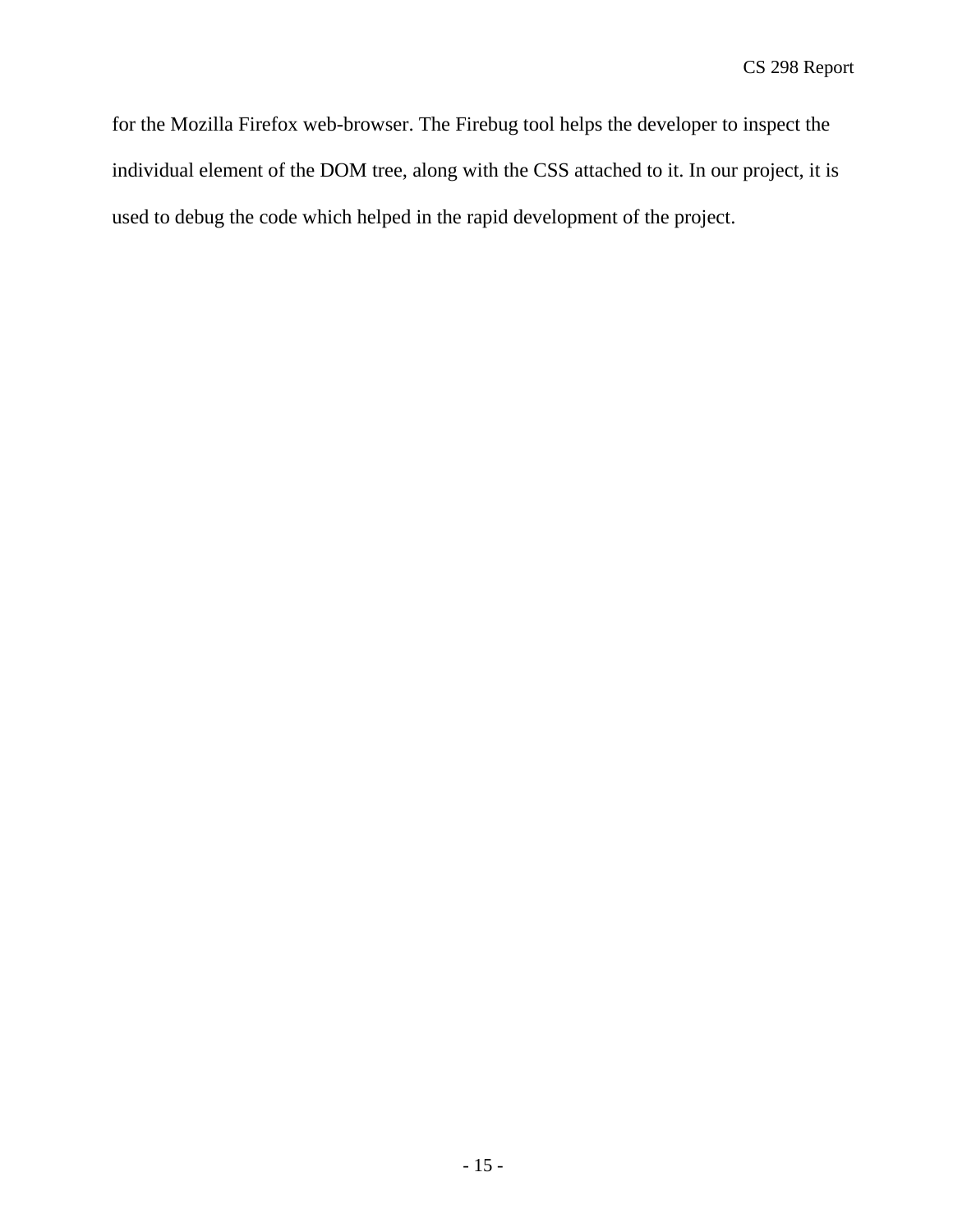for the Mozilla Firefox web-browser. The Firebug tool helps the developer to inspect the individual element of the DOM tree, along with the CSS attached to it. In our project, it is used to debug the code which helped in the rapid development of the project.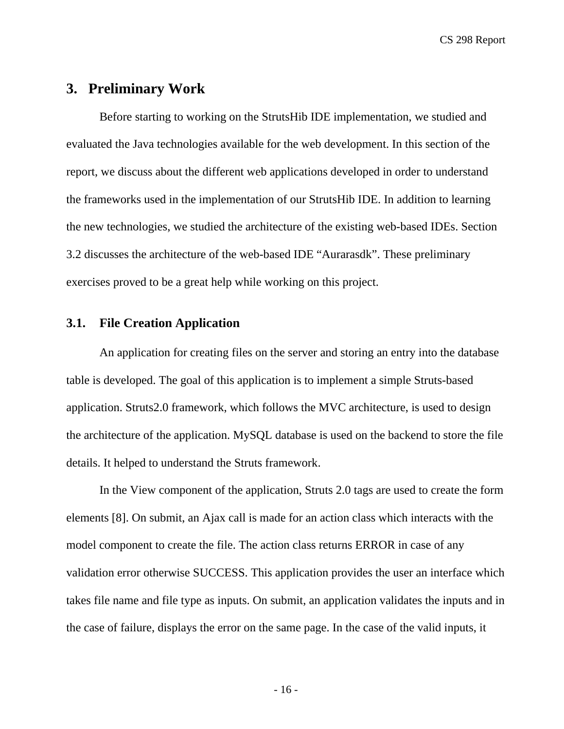## 3. Preliminary Work

Before starting to working on the StrutsHib IDE implementation, we studied and evaluated the Java technologies available for the web development. In this section of the report, we discuss about the different web applications developed in order to understand the frameworks used in the implementation of our StrutsHib IDE. In addition to learning the new technologies, we studied the architecture of the existing web-based IDEs. Section 3.2 discusses the architecture of the web-based IDE "Aurarasdk". These preliminary exercises proved to be a great help while working on this project.

### 3.1. File Creation Application

An application for creating files on the server and storing an entry into the database table is developed. The goal of this application is to implement a simple Struts-based application. Struts2.0 framework, which follows the MVC architecture, is used to design the architecture of the application. MySQL database is used on the backend to store the file details. It helped to understand the Struts framework.

In the View component of the application, Struts 2.0 tags are used to create the form elements [8]. On submit, an Ajax call is made for an action class which interacts with the model component to create the file. The action class returns ERROR in case of any validation error otherwise SUCCESS. This application provides the user an interface which takes file name and file type as inputs. On submit, an application validates the inputs and in the case of failure, displays the error on the same page. In the case of the valid inputs, it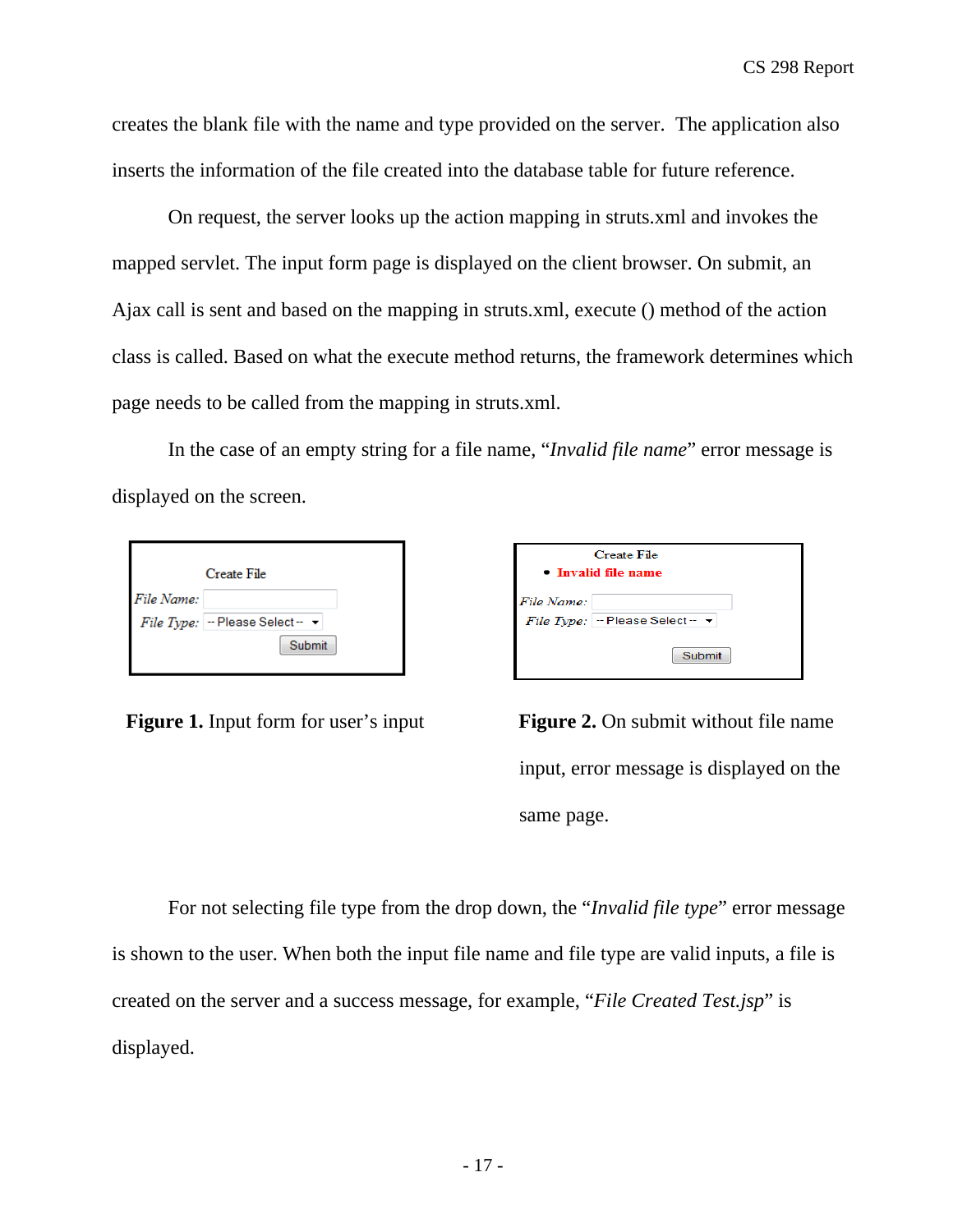creates the blank file with the name and type provided on the server. The application also inserts the information of the file created into the database table for future reference.

On request, the server looks up the action mapping in struts.xml and invokes the mapped servlet. The input form page is displayed on the client browser. On submit, an Ajax call is sent and based on the mapping in struts.xml, execute () method of the action class is called. Based on what the execute method returns, the framework determines which page needs to be called from the mapping in struts.xml.

In the case of an empty string for a file name, "*Invalid file name*" error message is displayed on the screen.

**Figure 1.** Input form for user's input

**Figure 2.** On submit without file name input, error message is displayed on the same page.

For not selecting file type from the drop down, the "*Invalid file type*" error message is shown to the user. When both the input file name and file type are valid inputs, a file is created on the server and a success message, for example, "*File Created Test.jsp*" is displayed.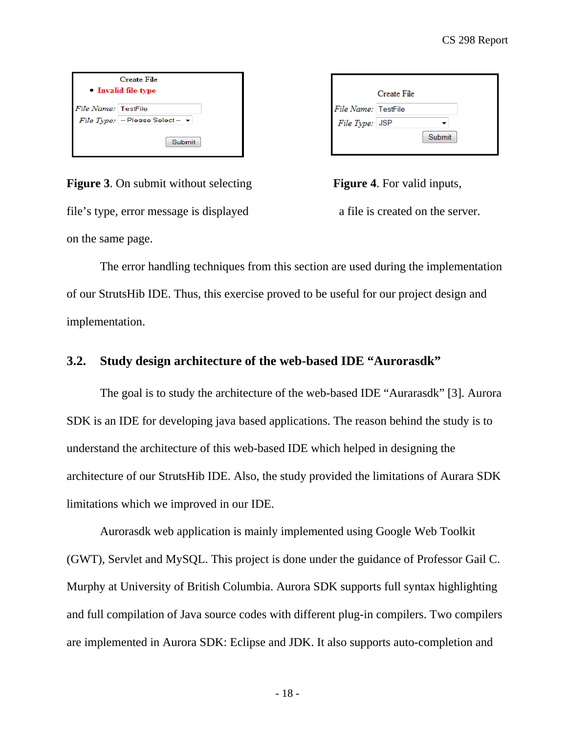Create File

- **Invalid file type**

*File Name:* TestFile
*File Type:* -- Please Select --

Submit

Create File

*File Name:* TestFile
*File Type:* JSP

Submit

**Figure 3**. On submit without selecting file's type, error message is displayed on the same page.

**Figure 4**. For valid inputs, a file is created on the server.

The error handling techniques from this section are used during the implementation of our StrutsHib IDE. Thus, this exercise proved to be useful for our project design and implementation.

### 3.2. Study design architecture of the web-based IDE "Aurorasdk"

The goal is to study the architecture of the web-based IDE "Aurarasdk" [3]. Aurora SDK is an IDE for developing java based applications. The reason behind the study is to understand the architecture of this web-based IDE which helped in designing the architecture of our StrutsHib IDE. Also, the study provided the limitations of Aurara SDK limitations which we improved in our IDE.

Aurorasdk web application is mainly implemented using Google Web Toolkit (GWT), Servlet and MySQL. This project is done under the guidance of Professor Gail C. Murphy at University of British Columbia. Aurora SDK supports full syntax highlighting and full compilation of Java source codes with different plug-in compilers. Two compilers are implemented in Aurora SDK: Eclipse and JDK. It also supports auto-completion and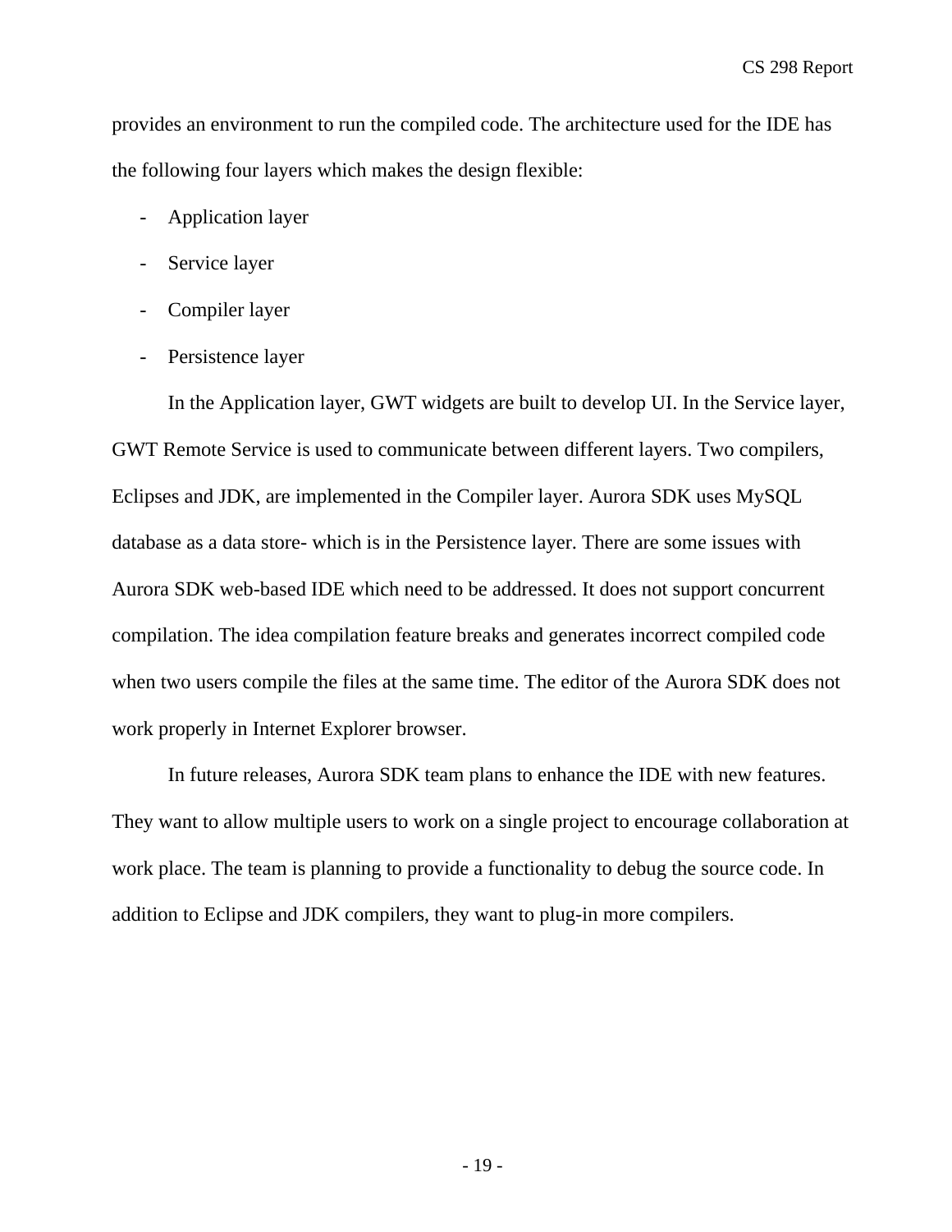provides an environment to run the compiled code. The architecture used for the IDE has the following four layers which makes the design flexible:

- Application layer
- Service layer
- Compiler layer
- Persistence layer

In the Application layer, GWT widgets are built to develop UI. In the Service layer, GWT Remote Service is used to communicate between different layers. Two compilers, Eclipses and JDK, are implemented in the Compiler layer. Aurora SDK uses MySQL database as a data store- which is in the Persistence layer. There are some issues with Aurora SDK web-based IDE which need to be addressed. It does not support concurrent compilation. The idea compilation feature breaks and generates incorrect compiled code when two users compile the files at the same time. The editor of the Aurora SDK does not work properly in Internet Explorer browser.

In future releases, Aurora SDK team plans to enhance the IDE with new features. They want to allow multiple users to work on a single project to encourage collaboration at work place. The team is planning to provide a functionality to debug the source code. In addition to Eclipse and JDK compilers, they want to plug-in more compilers.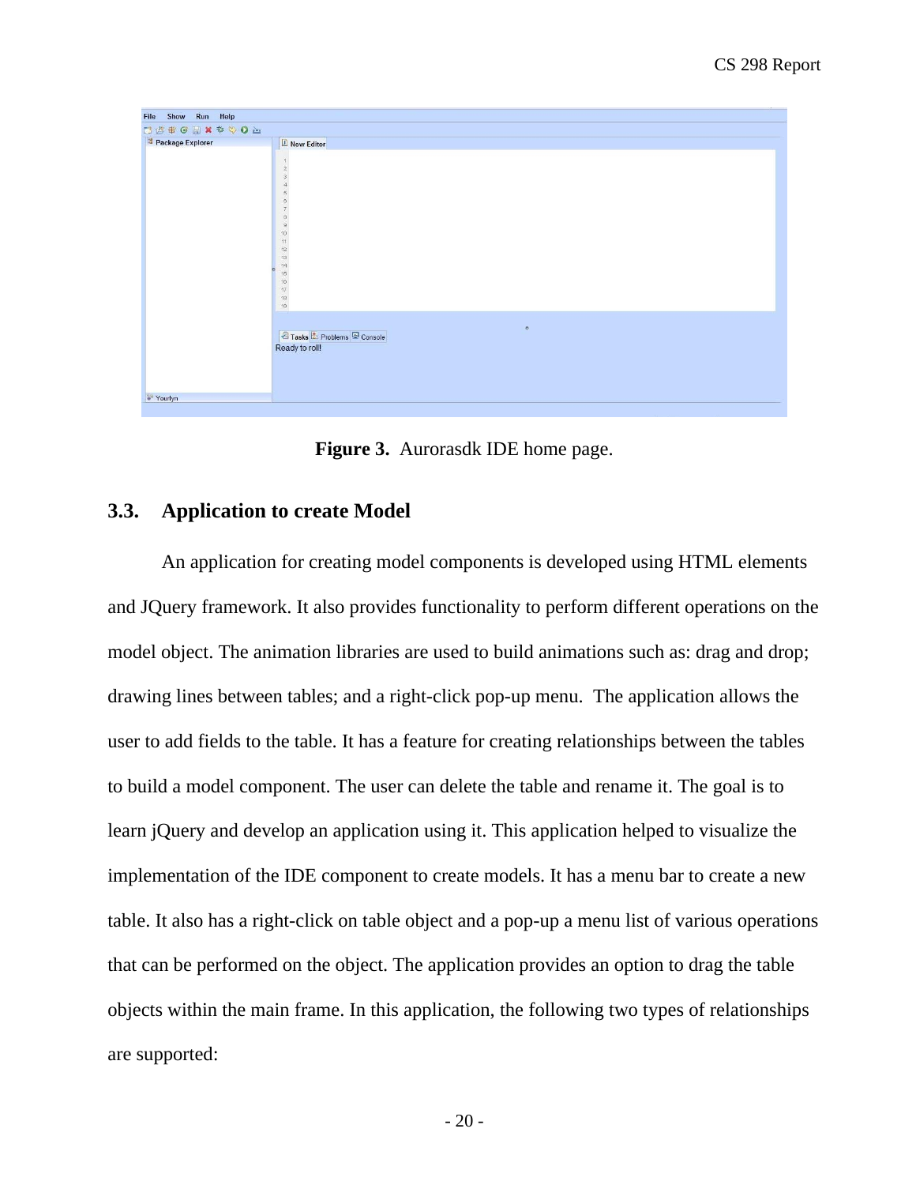Figure 3. Aurorasdk IDE home page.

### 3.3. Application to create Model

An application for creating model components is developed using HTML elements and JQuery framework. It also provides functionality to perform different operations on the model object. The animation libraries are used to build animations such as: drag and drop; drawing lines between tables; and a right-click pop-up menu. The application allows the user to add fields to the table. It has a feature for creating relationships between the tables to build a model component. The user can delete the table and rename it. The goal is to learn jQuery and develop an application using it. This application helped to visualize the implementation of the IDE component to create models. It has a menu bar to create a new table. It also has a right-click on table object and a pop-up a menu list of various operations that can be performed on the object. The application provides an option to drag the table objects within the main frame. In this application, the following two types of relationships are supported: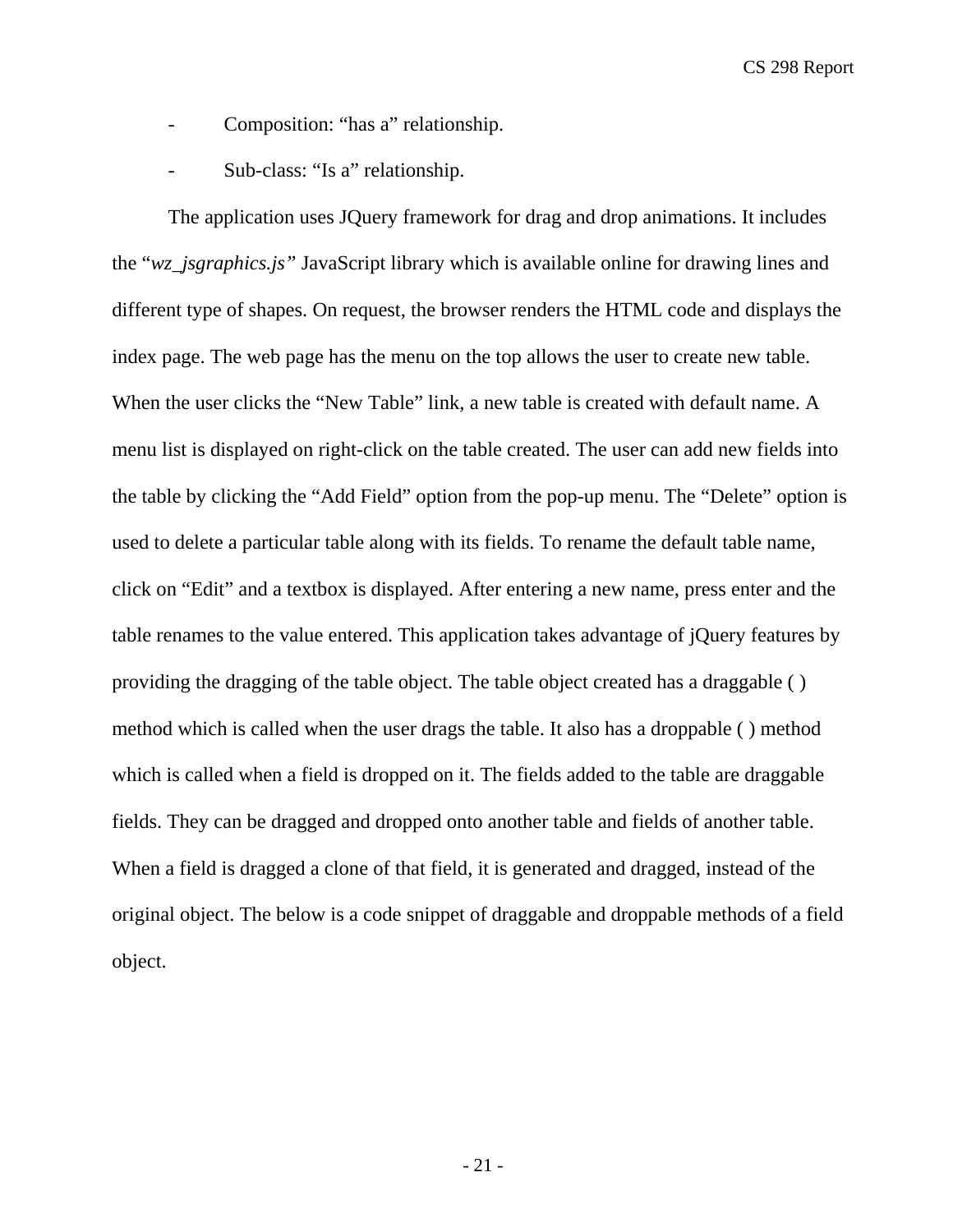- Composition: “has a” relationship.
- Sub-class: “Is a” relationship.

The application uses JQuery framework for drag and drop animations. It includes the “*wz_jsgraphics.js”* JavaScript library which is available online for drawing lines and different type of shapes. On request, the browser renders the HTML code and displays the index page. The web page has the menu on the top allows the user to create new table. When the user clicks the “New Table” link, a new table is created with default name. A menu list is displayed on right-click on the table created. The user can add new fields into the table by clicking the “Add Field” option from the pop-up menu. The “Delete” option is used to delete a particular table along with its fields. To rename the default table name, click on “Edit” and a textbox is displayed. After entering a new name, press enter and the table renames to the value entered. This application takes advantage of jQuery features by providing the dragging of the table object. The table object created has a draggable ( ) method which is called when the user drags the table. It also has a droppable ( ) method which is called when a field is dropped on it. The fields added to the table are draggable fields. They can be dragged and dropped onto another table and fields of another table. When a field is dragged a clone of that field, it is generated and dragged, instead of the original object. The below is a code snippet of draggable and droppable methods of a field object.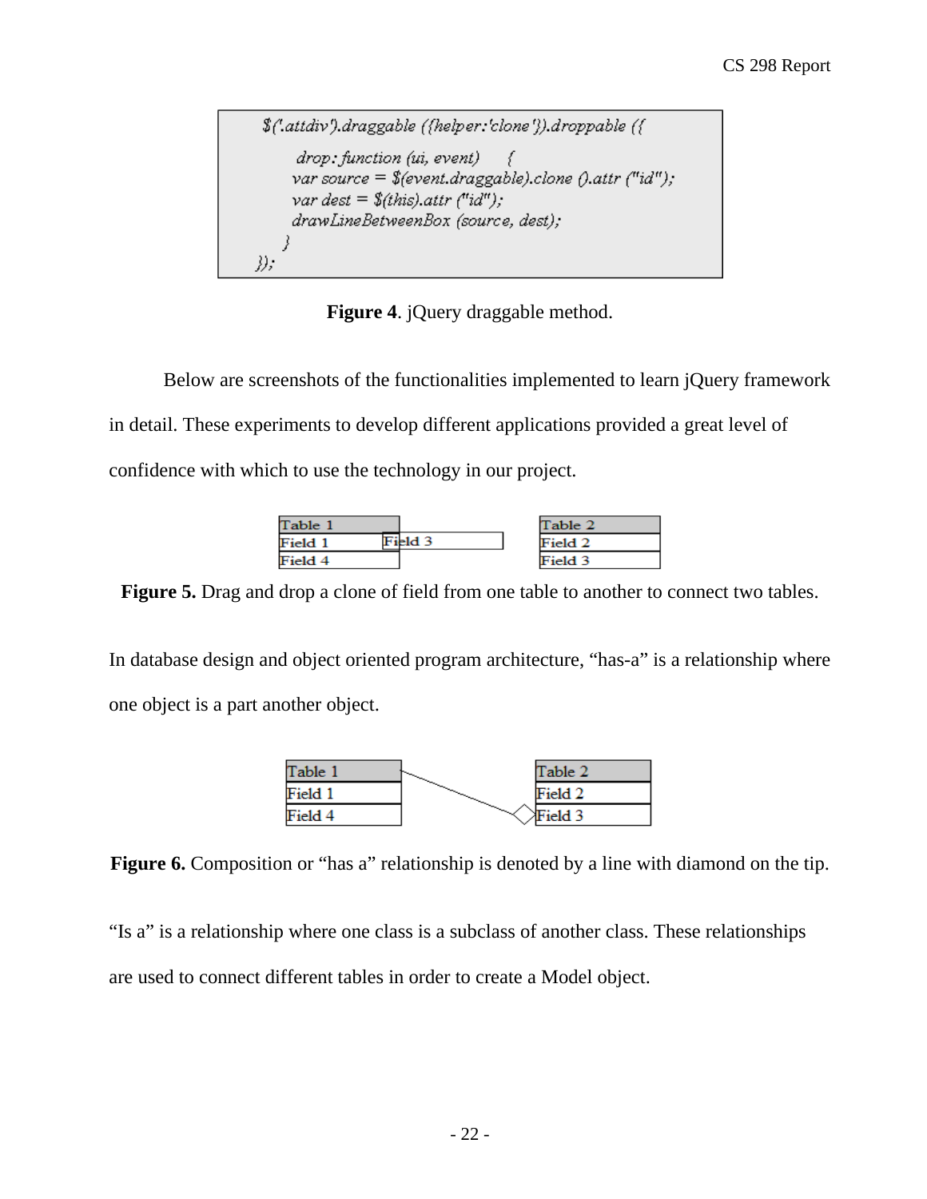```
$('.attdiv').draggable ({helper:'clone'}).droppable ({
    drop: function (ui, event)     {
    var source = $(event.draggable).clone ().attr ("id");
    var dest = $(this).attr ("id");
    drawLineBetweenBox (source, dest);
   }
});
```

**Figure 4**. jQuery draggable method.

Below are screenshots of the functionalities implemented to learn jQuery framework in detail. These experiments to develop different applications provided a great level of confidence with which to use the technology in our project.

| Table 1 |
| --- |
| Field 1 |
| Field 4 |

Field 3

| Table 2 |
| --- |
| Field 2 |
| Field 3 |

**Figure 5.** Drag and drop a clone of field from one table to another to connect two tables.

In database design and object oriented program architecture, "has-a" is a relationship where one object is a part another object.

| Table 1 |
| --- |
| Field 1 |
| Field 4 |

| Table 2 |
| --- |
| Field 2 |
| Field 3 |

**Figure 6.** Composition or "has a" relationship is denoted by a line with diamond on the tip.

"Is a" is a relationship where one class is a subclass of another class. These relationships are used to connect different tables in order to create a Model object.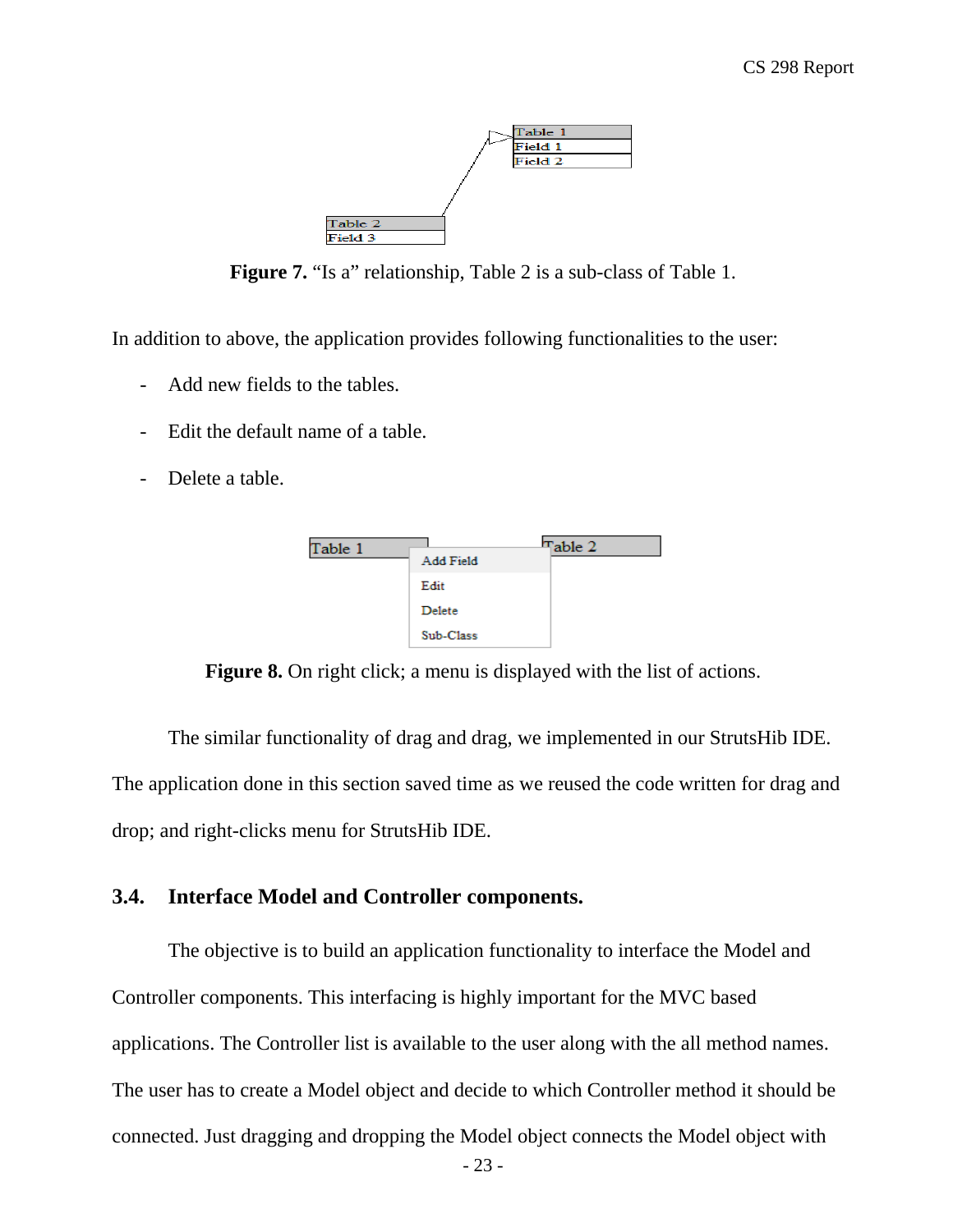**Figure 7.** “Is a” relationship, Table 2 is a sub-class of Table 1.

In addition to above, the application provides following functionalities to the user:

- Add new fields to the tables.
- Edit the default name of a table.
- Delete a table.

**Figure 8.** On right click; a menu is displayed with the list of actions.

The similar functionality of drag and drag, we implemented in our StrutsHib IDE. The application done in this section saved time as we reused the code written for drag and drop; and right-clicks menu for StrutsHib IDE.

### 3.4. Interface Model and Controller components.

The objective is to build an application functionality to interface the Model and Controller components. This interfacing is highly important for the MVC based applications. The Controller list is available to the user along with the all method names. The user has to create a Model object and decide to which Controller method it should be connected. Just dragging and dropping the Model object connects the Model object with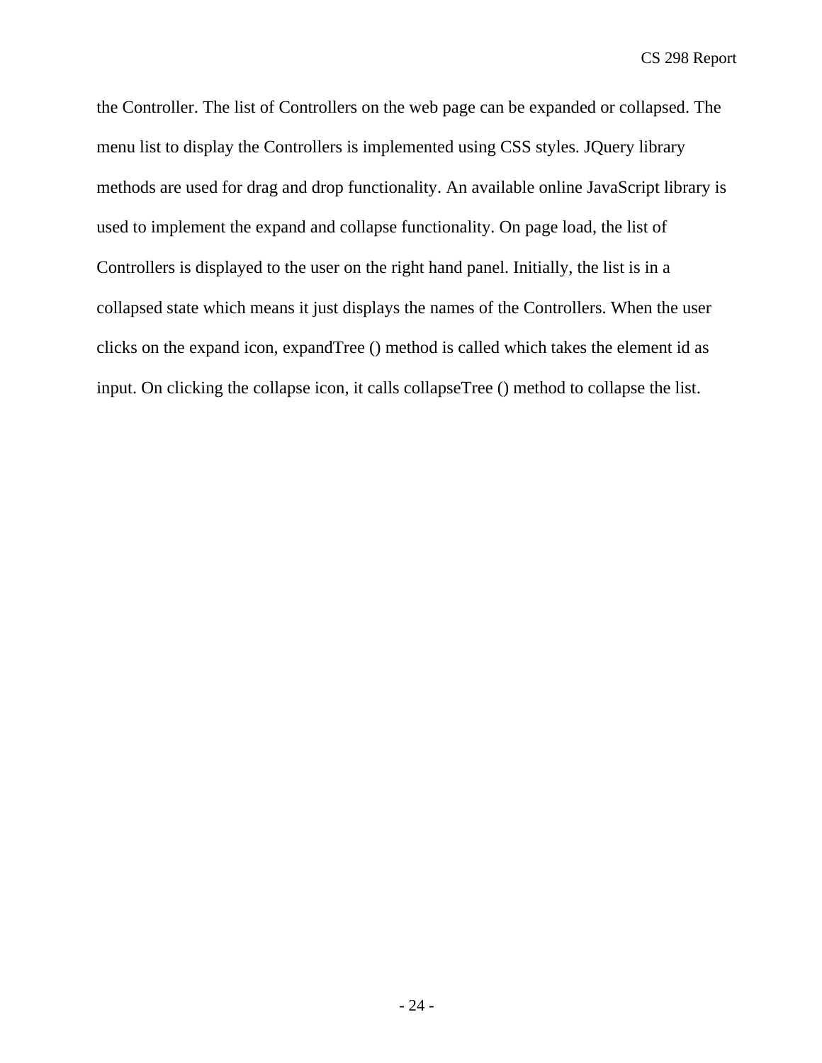the Controller. The list of Controllers on the web page can be expanded or collapsed. The menu list to display the Controllers is implemented using CSS styles. JQuery library methods are used for drag and drop functionality. An available online JavaScript library is used to implement the expand and collapse functionality. On page load, the list of Controllers is displayed to the user on the right hand panel. Initially, the list is in a collapsed state which means it just displays the names of the Controllers. When the user clicks on the expand icon, expandTree () method is called which takes the element id as input. On clicking the collapse icon, it calls collapseTree () method to collapse the list.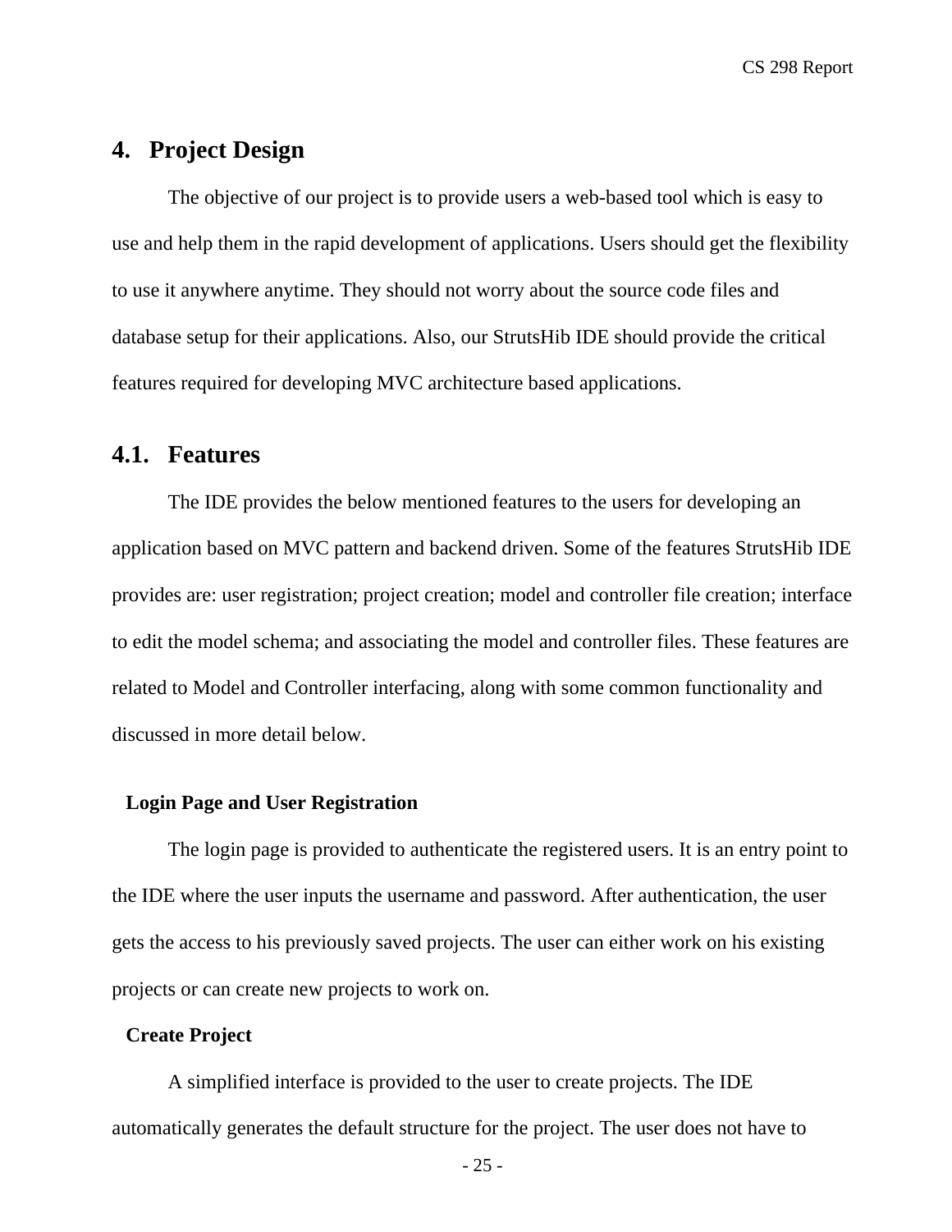# 4. Project Design

The objective of our project is to provide users a web-based tool which is easy to use and help them in the rapid development of applications. Users should get the flexibility to use it anywhere anytime. They should not worry about the source code files and database setup for their applications. Also, our StrutsHib IDE should provide the critical features required for developing MVC architecture based applications.

## 4.1. Features

The IDE provides the below mentioned features to the users for developing an application based on MVC pattern and backend driven. Some of the features StrutsHib IDE provides are: user registration; project creation; model and controller file creation; interface to edit the model schema; and associating the model and controller files. These features are related to Model and Controller interfacing, along with some common functionality and discussed in more detail below.

**Login Page and User Registration**

The login page is provided to authenticate the registered users. It is an entry point to the IDE where the user inputs the username and password. After authentication, the user gets the access to his previously saved projects. The user can either work on his existing projects or can create new projects to work on.

**Create Project**

A simplified interface is provided to the user to create projects. The IDE automatically generates the default structure for the project. The user does not have to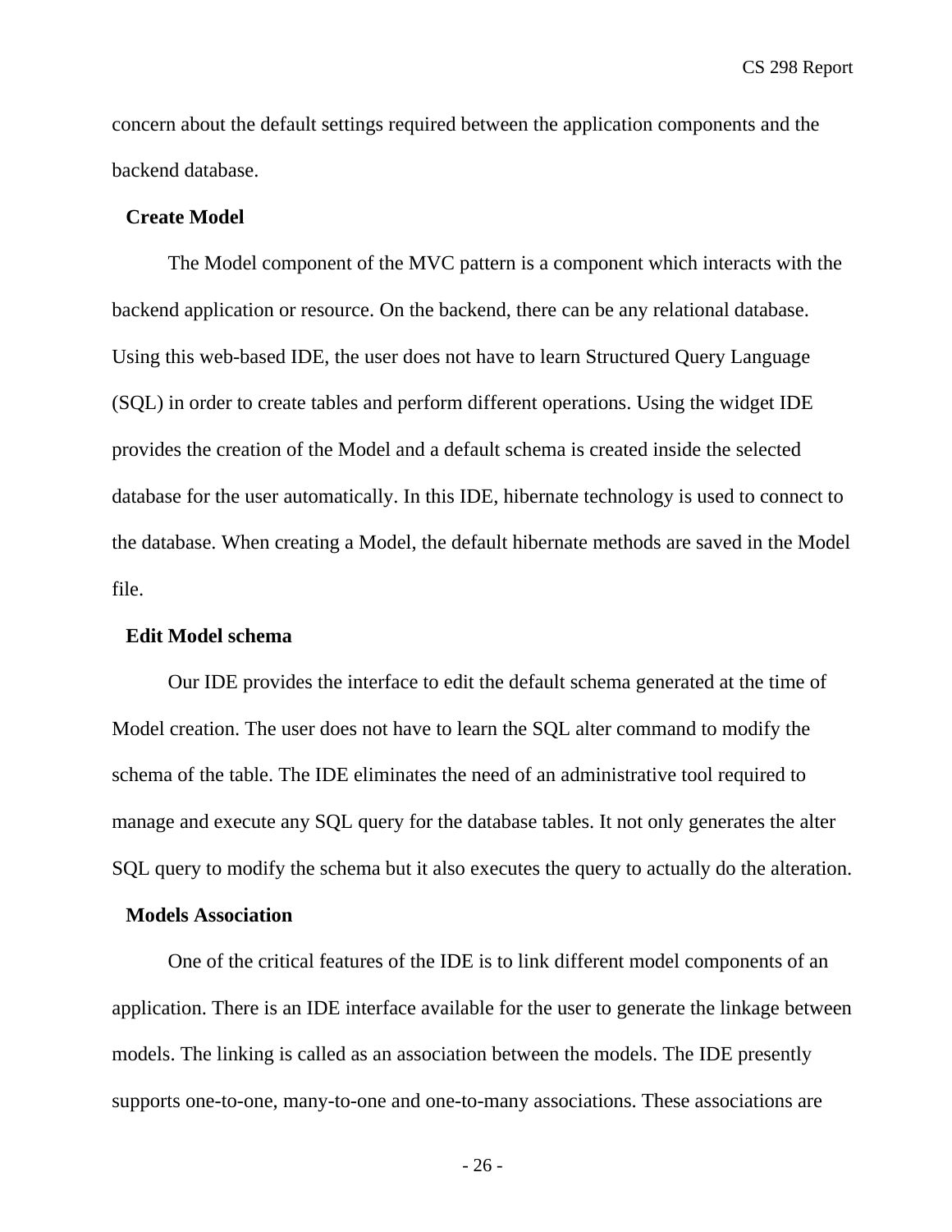concern about the default settings required between the application components and the backend database.

### Create Model

The Model component of the MVC pattern is a component which interacts with the backend application or resource. On the backend, there can be any relational database. Using this web-based IDE, the user does not have to learn Structured Query Language (SQL) in order to create tables and perform different operations. Using the widget IDE provides the creation of the Model and a default schema is created inside the selected database for the user automatically. In this IDE, hibernate technology is used to connect to the database. When creating a Model, the default hibernate methods are saved in the Model file.

### Edit Model schema

Our IDE provides the interface to edit the default schema generated at the time of Model creation. The user does not have to learn the SQL alter command to modify the schema of the table. The IDE eliminates the need of an administrative tool required to manage and execute any SQL query for the database tables. It not only generates the alter SQL query to modify the schema but it also executes the query to actually do the alteration.

### Models Association

One of the critical features of the IDE is to link different model components of an application. There is an IDE interface available for the user to generate the linkage between models. The linking is called as an association between the models. The IDE presently supports one-to-one, many-to-one and one-to-many associations. These associations are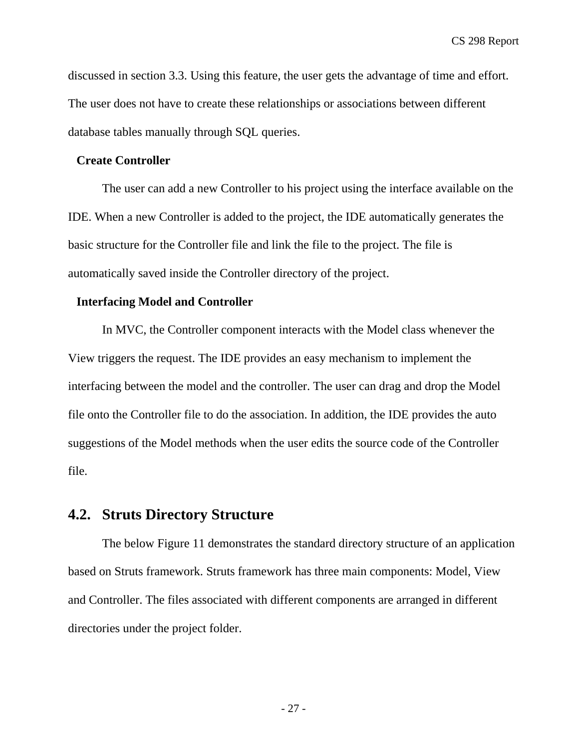discussed in section 3.3. Using this feature, the user gets the advantage of time and effort. The user does not have to create these relationships or associations between different database tables manually through SQL queries.

**Create Controller**

The user can add a new Controller to his project using the interface available on the IDE. When a new Controller is added to the project, the IDE automatically generates the basic structure for the Controller file and link the file to the project. The file is automatically saved inside the Controller directory of the project.

**Interfacing Model and Controller**

In MVC, the Controller component interacts with the Model class whenever the View triggers the request. The IDE provides an easy mechanism to implement the interfacing between the model and the controller. The user can drag and drop the Model file onto the Controller file to do the association. In addition, the IDE provides the auto suggestions of the Model methods when the user edits the source code of the Controller file.

## 4.2. Struts Directory Structure

The below Figure 11 demonstrates the standard directory structure of an application based on Struts framework. Struts framework has three main components: Model, View and Controller. The files associated with different components are arranged in different directories under the project folder.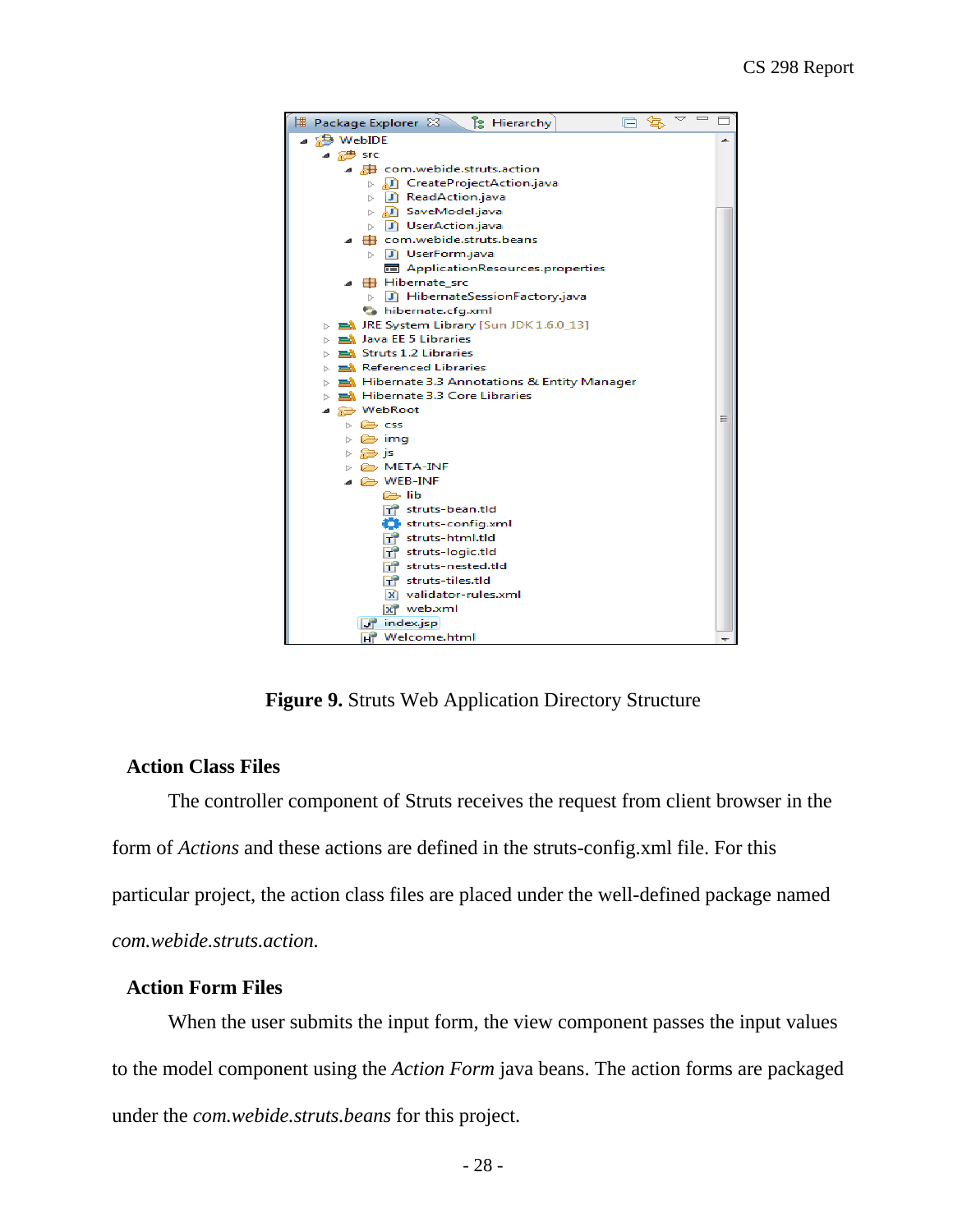**Figure 9.** Struts Web Application Directory Structure

### Action Class Files

The controller component of Struts receives the request from client browser in the form of *Actions* and these actions are defined in the struts-config.xml file. For this particular project, the action class files are placed under the well-defined package named *com.webide.struts.action.*

### Action Form Files

When the user submits the input form, the view component passes the input values to the model component using the *Action Form* java beans. The action forms are packaged under the *com.webide.struts.beans* for this project.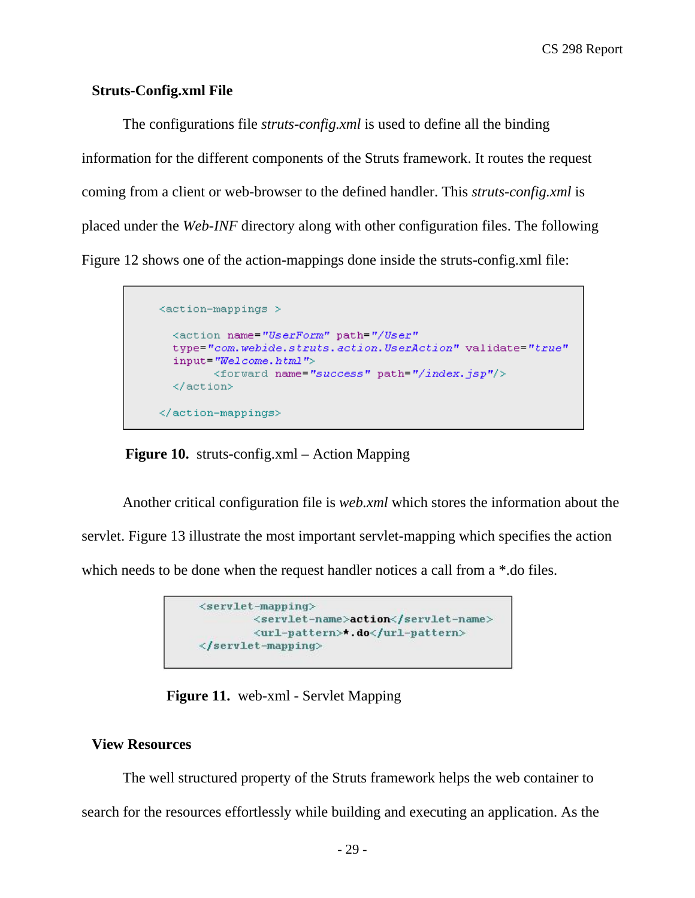### Struts-Config.xml File

The configurations file *struts-config.xml* is used to define all the binding information for the different components of the Struts framework. It routes the request coming from a client or web-browser to the defined handler. This *struts-config.xml* is placed under the *Web-INF* directory along with other configuration files. The following Figure 12 shows one of the action-mappings done inside the struts-config.xml file:

```
<action-mappings >

  <action name="UserForm" path="/User"
  type="com.webide.struts.action.UserAction" validate="true"
  input="Welcome.html">
        <forward name="success" path="/index.jsp"/>
  </action>

</action-mappings>
```

**Figure 10.** struts-config.xml – Action Mapping

Another critical configuration file is *web.xml* which stores the information about the servlet. Figure 13 illustrate the most important servlet-mapping which specifies the action which needs to be done when the request handler notices a call from a *.do files.

```
<servlet-mapping>
        <servlet-name>action</servlet-name>
        <url-pattern>*.do</url-pattern>
</servlet-mapping>
```

**Figure 11.** web-xml - Servlet Mapping

### View Resources

The well structured property of the Struts framework helps the web container to search for the resources effortlessly while building and executing an application. As the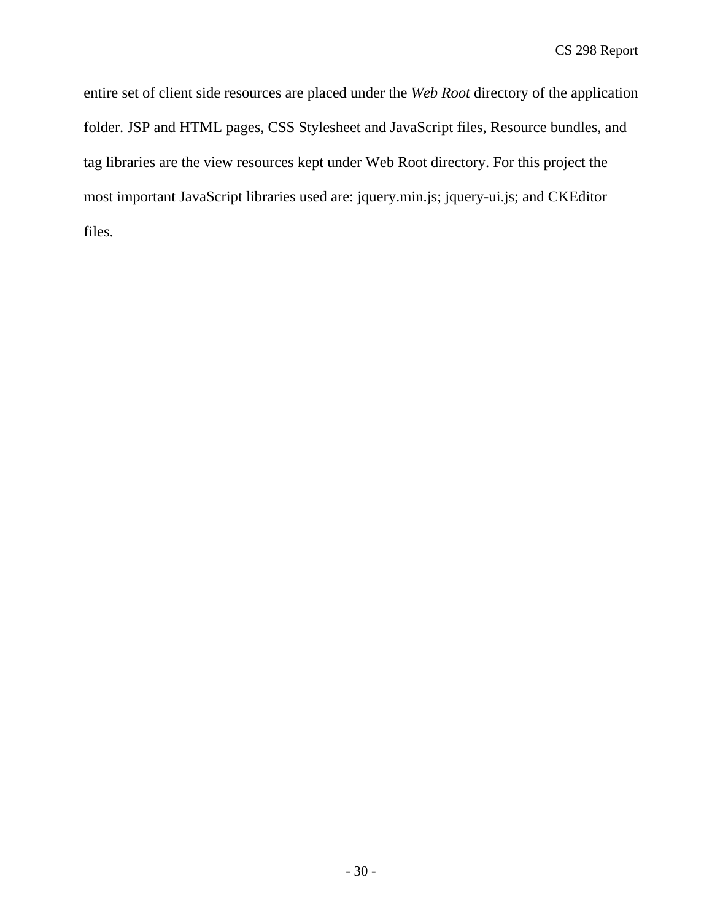entire set of client side resources are placed under the *Web Root* directory of the application folder. JSP and HTML pages, CSS Stylesheet and JavaScript files, Resource bundles, and tag libraries are the view resources kept under Web Root directory. For this project the most important JavaScript libraries used are: jquery.min.js; jquery-ui.js; and CKEditor files.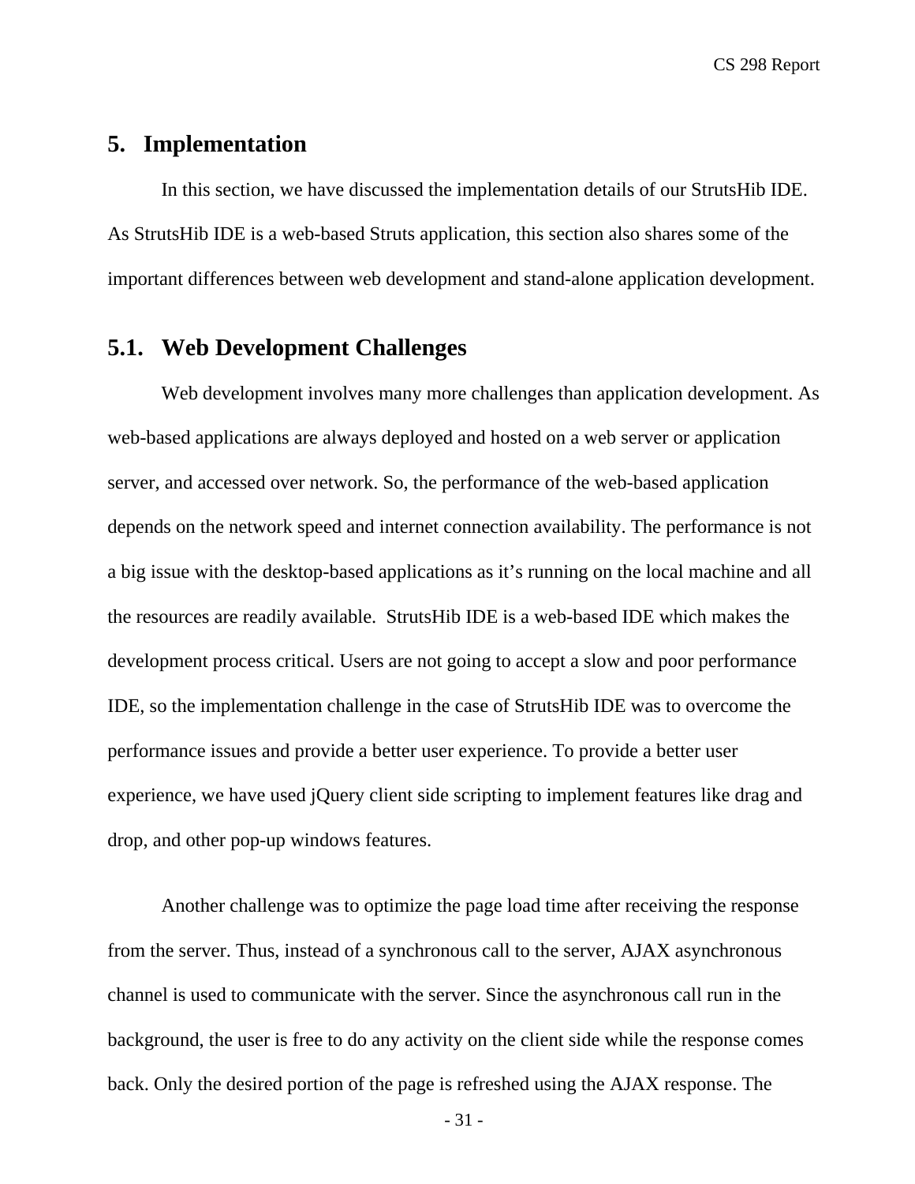## 5. Implementation

In this section, we have discussed the implementation details of our StrutsHib IDE. As StrutsHib IDE is a web-based Struts application, this section also shares some of the important differences between web development and stand-alone application development.

### 5.1. Web Development Challenges

Web development involves many more challenges than application development. As web-based applications are always deployed and hosted on a web server or application server, and accessed over network. So, the performance of the web-based application depends on the network speed and internet connection availability. The performance is not a big issue with the desktop-based applications as it's running on the local machine and all the resources are readily available.  StrutsHib IDE is a web-based IDE which makes the development process critical. Users are not going to accept a slow and poor performance IDE, so the implementation challenge in the case of StrutsHib IDE was to overcome the performance issues and provide a better user experience. To provide a better user experience, we have used jQuery client side scripting to implement features like drag and drop, and other pop-up windows features.

Another challenge was to optimize the page load time after receiving the response from the server. Thus, instead of a synchronous call to the server, AJAX asynchronous channel is used to communicate with the server. Since the asynchronous call run in the background, the user is free to do any activity on the client side while the response comes back. Only the desired portion of the page is refreshed using the AJAX response. The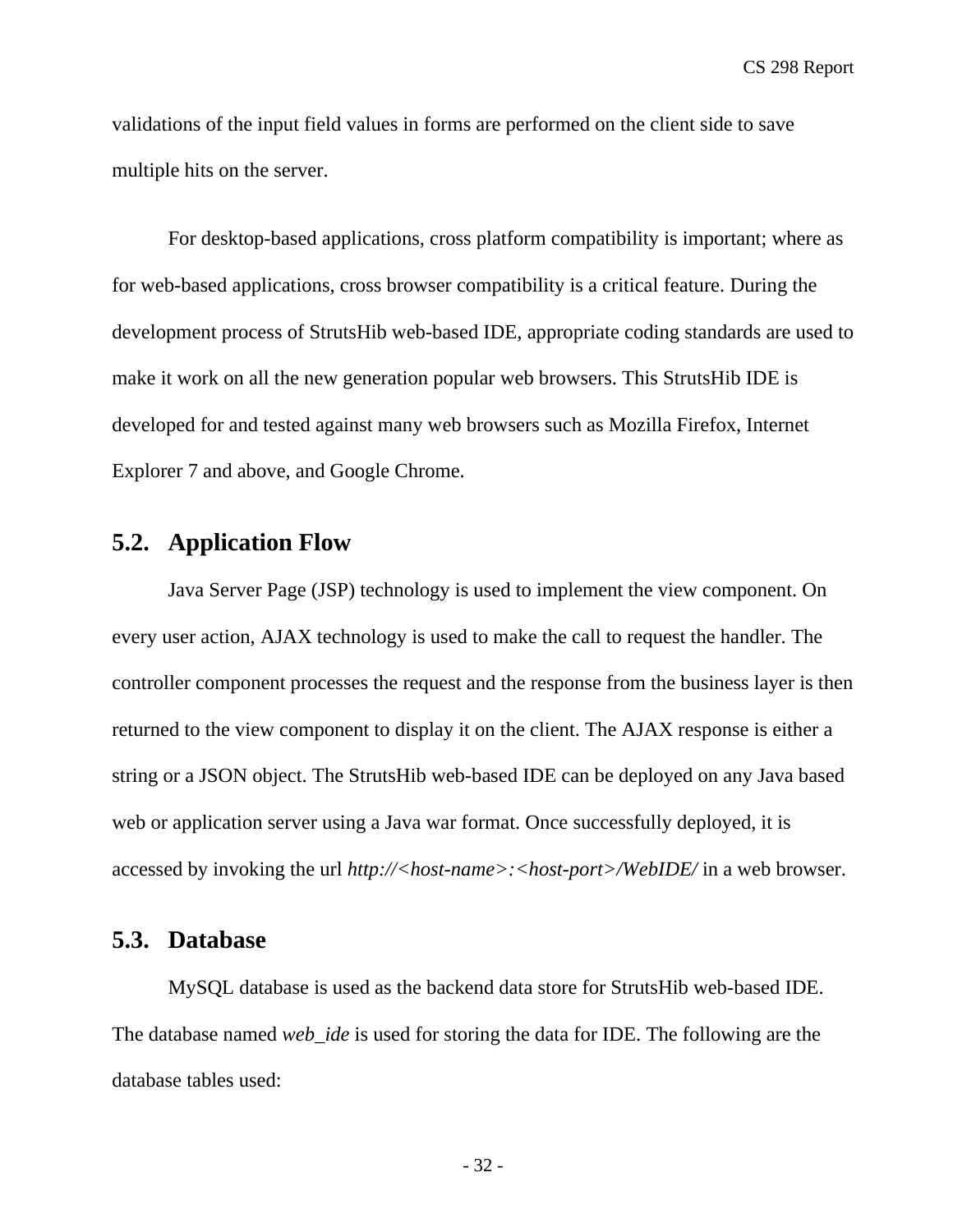validations of the input field values in forms are performed on the client side to save multiple hits on the server.

For desktop-based applications, cross platform compatibility is important; where as for web-based applications, cross browser compatibility is a critical feature. During the development process of StrutsHib web-based IDE, appropriate coding standards are used to make it work on all the new generation popular web browsers. This StrutsHib IDE is developed for and tested against many web browsers such as Mozilla Firefox, Internet Explorer 7 and above, and Google Chrome.

## 5.2. Application Flow

Java Server Page (JSP) technology is used to implement the view component. On every user action, AJAX technology is used to make the call to request the handler. The controller component processes the request and the response from the business layer is then returned to the view component to display it on the client. The AJAX response is either a string or a JSON object. The StrutsHib web-based IDE can be deployed on any Java based web or application server using a Java war format. Once successfully deployed, it is accessed by invoking the url *http://<host-name>:<host-port>/WebIDE/* in a web browser.

## 5.3. Database

MySQL database is used as the backend data store for StrutsHib web-based IDE. The database named *web_ide* is used for storing the data for IDE. The following are the database tables used: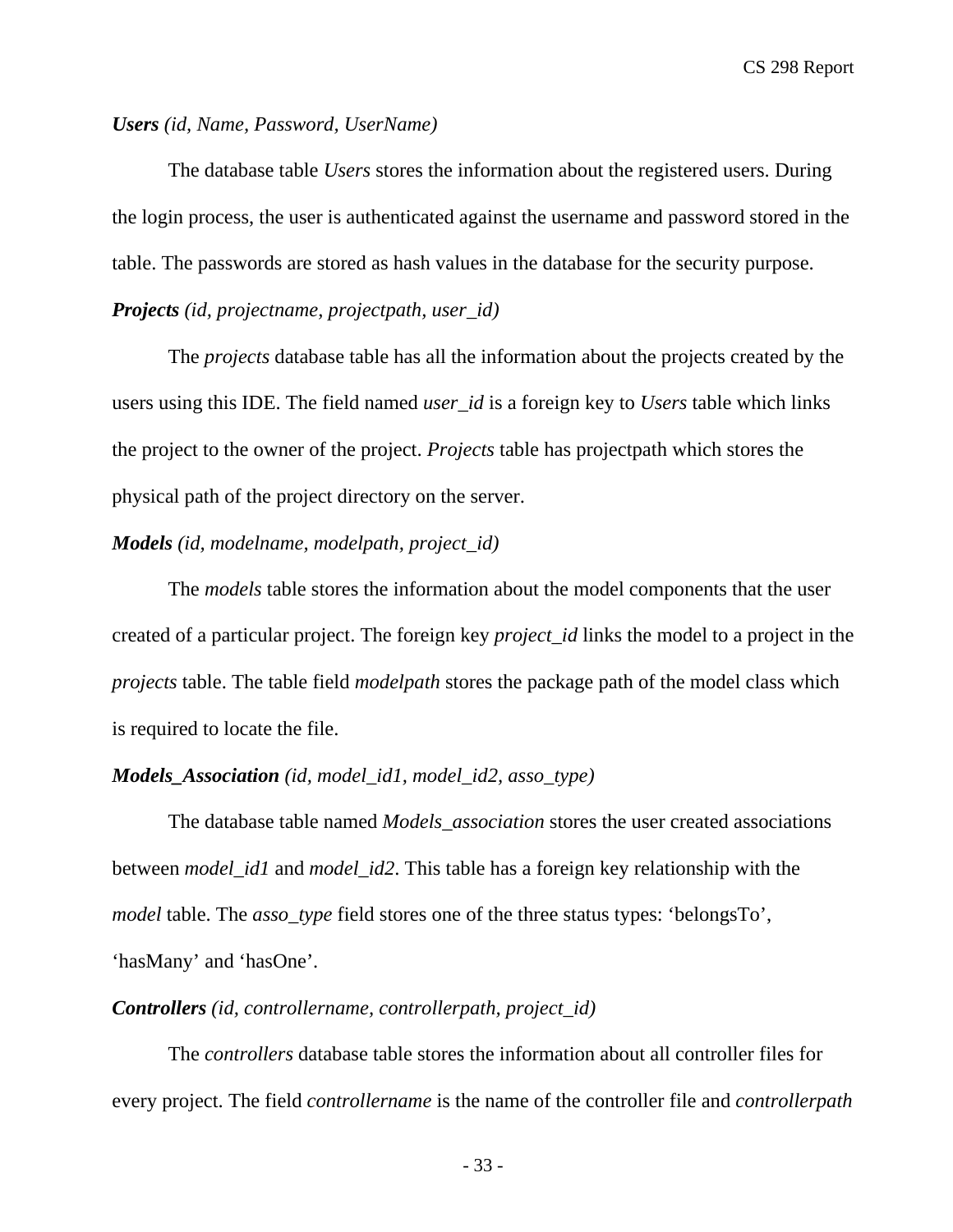***Users** (id, Name, Password, UserName)*

The database table *Users* stores the information about the registered users. During the login process, the user is authenticated against the username and password stored in the table. The passwords are stored as hash values in the database for the security purpose.

***Projects** (id, projectname, projectpath, user_id)*

The *projects* database table has all the information about the projects created by the users using this IDE. The field named *user_id* is a foreign key to *Users* table which links the project to the owner of the project. *Projects* table has projectpath which stores the physical path of the project directory on the server.

***Models** (id, modelname, modelpath, project_id)*

The *models* table stores the information about the model components that the user created of a particular project. The foreign key *project_id* links the model to a project in the *projects* table. The table field *modelpath* stores the package path of the model class which is required to locate the file.

***Models_Association** (id, model_id1, model_id2, asso_type)*

The database table named *Models_association* stores the user created associations between *model_id1* and *model_id2*. This table has a foreign key relationship with the *model* table. The *asso_type* field stores one of the three status types: 'belongsTo', 'hasMany' and 'hasOne'.

***Controllers** (id, controllername, controllerpath, project_id)*

The *controllers* database table stores the information about all controller files for every project. The field *controllername* is the name of the controller file and *controllerpath*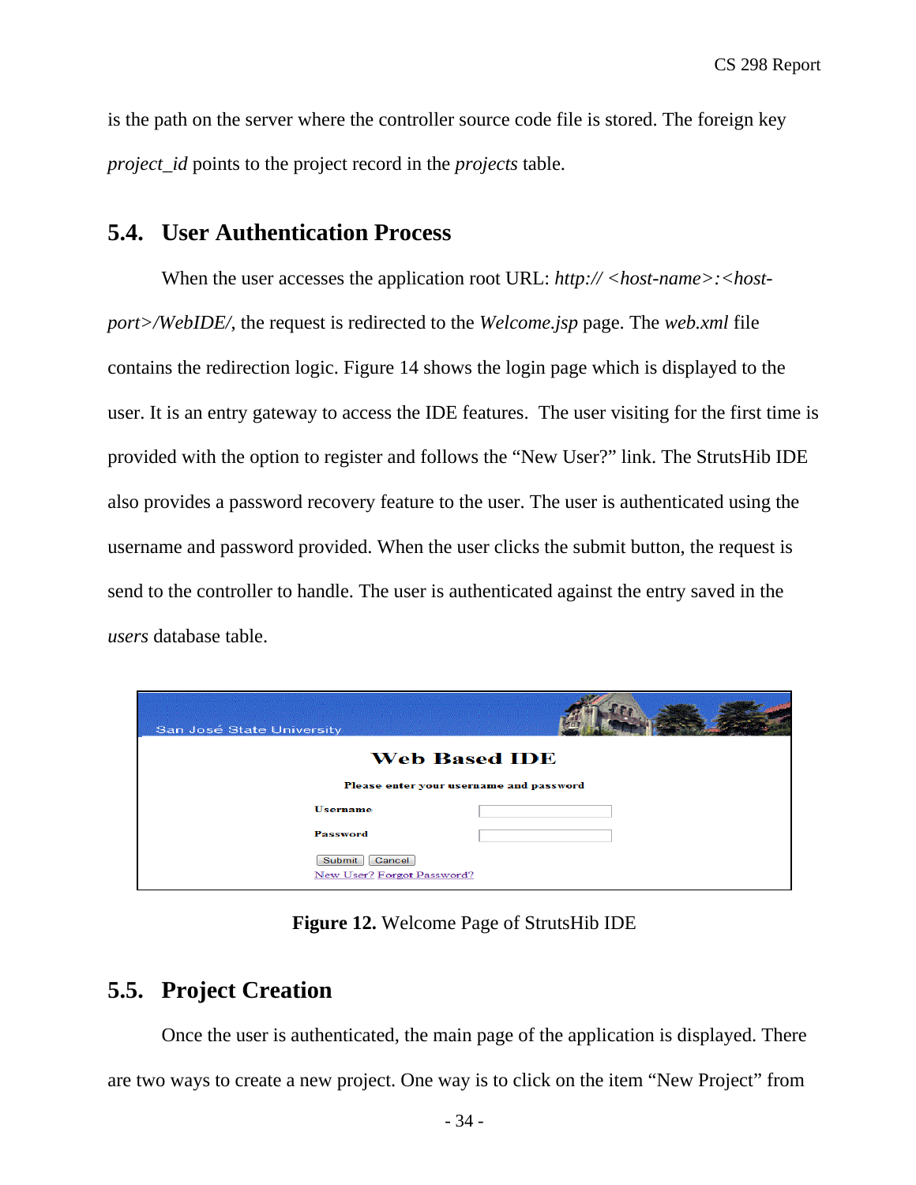is the path on the server where the controller source code file is stored. The foreign key *project_id* points to the project record in the *projects* table.

## 5.4. User Authentication Process

When the user accesses the application root URL: *http:// <host-name>:<host-port>/WebIDE/*, the request is redirected to the *Welcome.jsp* page. The *web.xml* file contains the redirection logic. Figure 14 shows the login page which is displayed to the user. It is an entry gateway to access the IDE features. The user visiting for the first time is provided with the option to register and follows the "New User?" link. The StrutsHib IDE also provides a password recovery feature to the user. The user is authenticated using the username and password provided. When the user clicks the submit button, the request is send to the controller to handle. The user is authenticated against the entry saved in the *users* database table.

**Figure 12.** Welcome Page of StrutsHib IDE

## 5.5. Project Creation

Once the user is authenticated, the main page of the application is displayed. There are two ways to create a new project. One way is to click on the item "New Project" from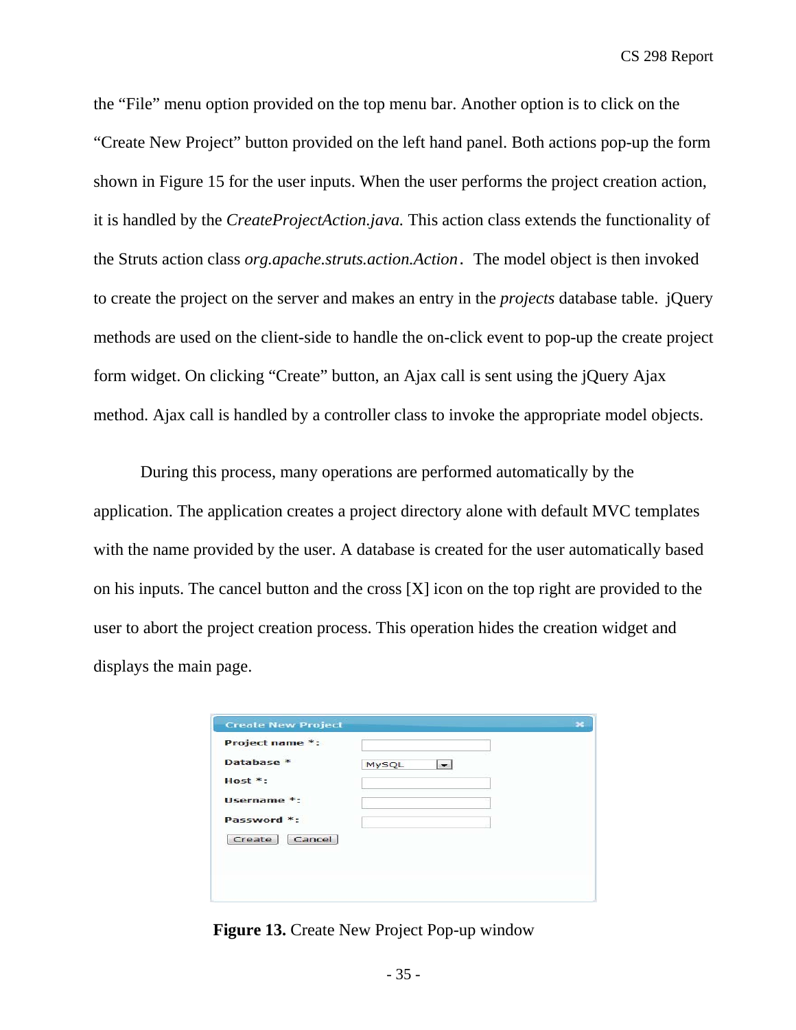the “File” menu option provided on the top menu bar. Another option is to click on the “Create New Project” button provided on the left hand panel. Both actions pop-up the form shown in Figure 15 for the user inputs. When the user performs the project creation action, it is handled by the *CreateProjectAction.java.* This action class extends the functionality of the Struts action class *org.apache.struts.action.Action*. The model object is then invoked to create the project on the server and makes an entry in the *projects* database table. jQuery methods are used on the client-side to handle the on-click event to pop-up the create project form widget. On clicking “Create” button, an Ajax call is sent using the jQuery Ajax method. Ajax call is handled by a controller class to invoke the appropriate model objects.

During this process, many operations are performed automatically by the application. The application creates a project directory alone with default MVC templates with the name provided by the user. A database is created for the user automatically based on his inputs. The cancel button and the cross [X] icon on the top right are provided to the user to abort the project creation process. This operation hides the creation widget and displays the main page.

**Figure 13.** Create New Project Pop-up window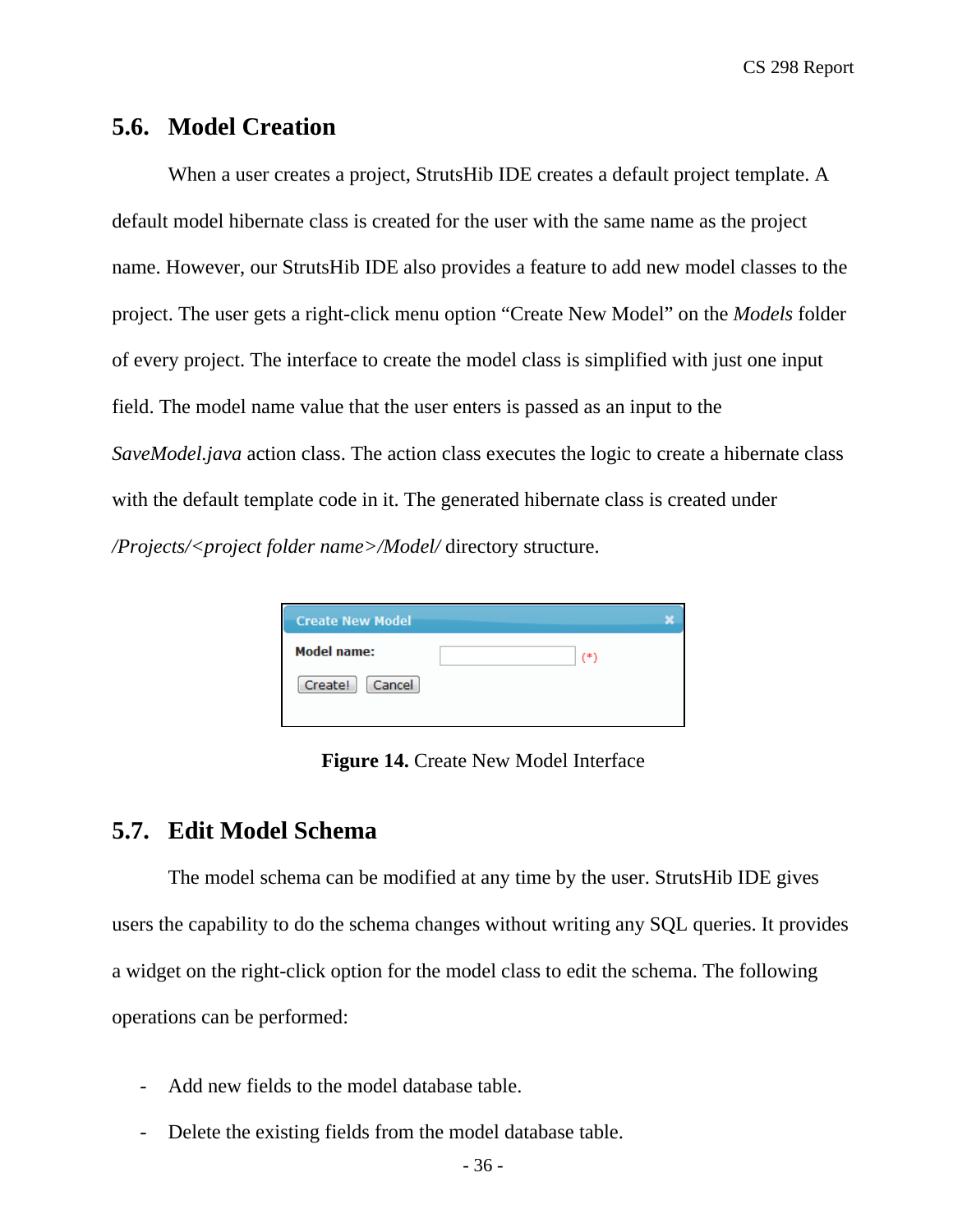## 5.6. Model Creation

When a user creates a project, StrutsHib IDE creates a default project template. A default model hibernate class is created for the user with the same name as the project name. However, our StrutsHib IDE also provides a feature to add new model classes to the project. The user gets a right-click menu option "Create New Model" on the *Models* folder of every project. The interface to create the model class is simplified with just one input field. The model name value that the user enters is passed as an input to the *SaveModel.java* action class. The action class executes the logic to create a hibernate class with the default template code in it. The generated hibernate class is created under */Projects/<project folder name>/Model/* directory structure.

**Figure 14.** Create New Model Interface

## 5.7. Edit Model Schema

The model schema can be modified at any time by the user. StrutsHib IDE gives users the capability to do the schema changes without writing any SQL queries. It provides a widget on the right-click option for the model class to edit the schema. The following operations can be performed:

- Add new fields to the model database table.
- Delete the existing fields from the model database table.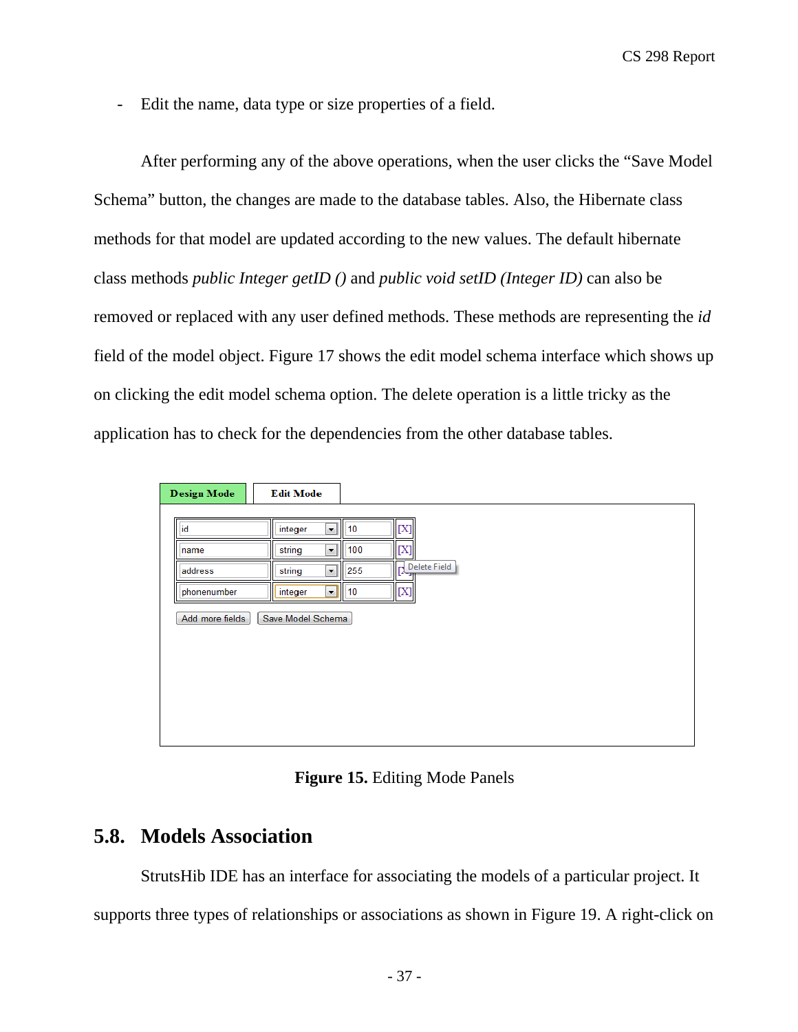- Edit the name, data type or size properties of a field.

After performing any of the above operations, when the user clicks the "Save Model Schema" button, the changes are made to the database tables. Also, the Hibernate class methods for that model are updated according to the new values. The default hibernate class methods *public Integer getID ()* and *public void setID (Integer ID)* can also be removed or replaced with any user defined methods. These methods are representing the *id* field of the model object. Figure 17 shows the edit model schema interface which shows up on clicking the edit model schema option. The delete operation is a little tricky as the application has to check for the dependencies from the other database tables.

**Figure 15.** Editing Mode Panels

## 5.8. Models Association

StrutsHib IDE has an interface for associating the models of a particular project. It supports three types of relationships or associations as shown in Figure 19. A right-click on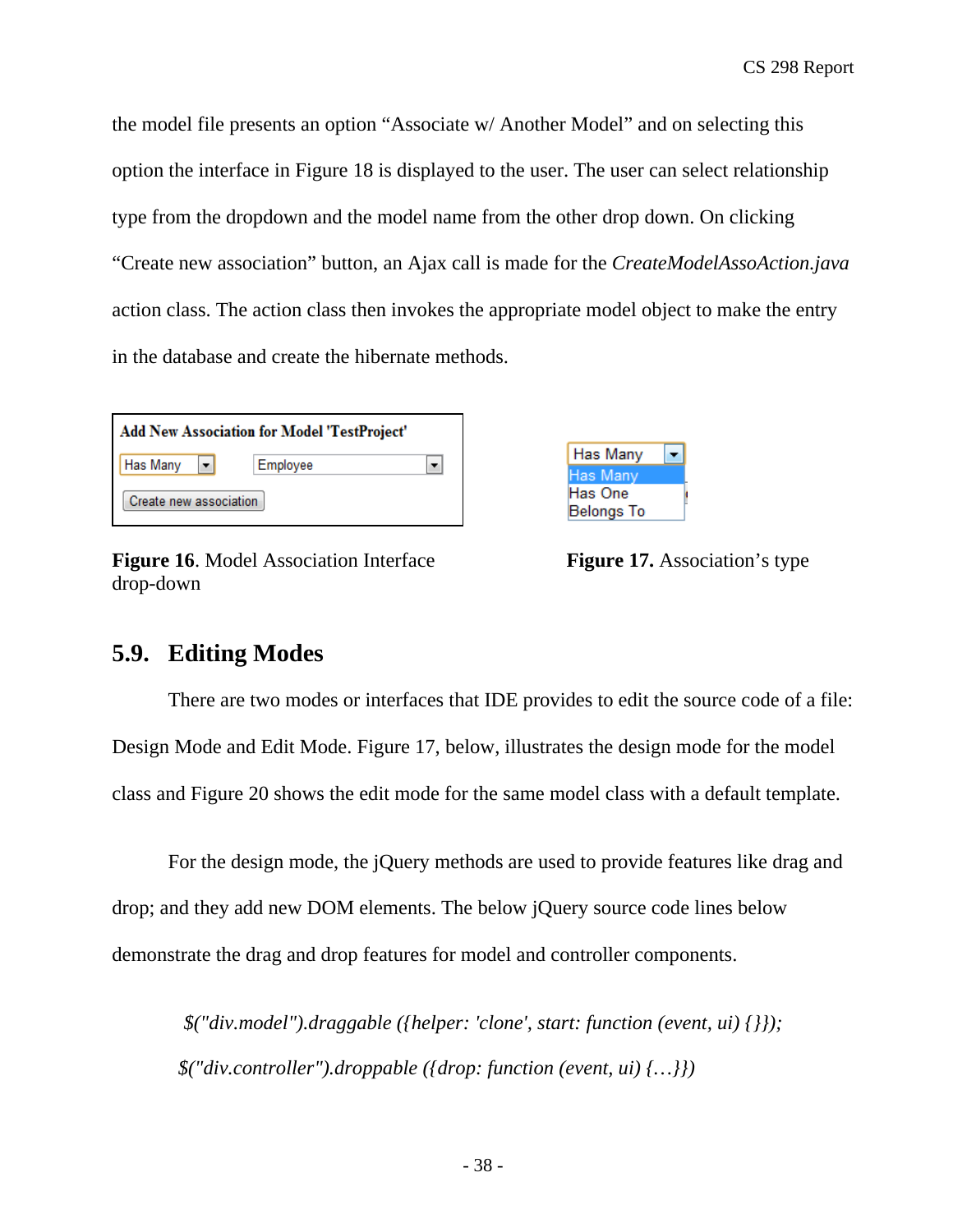the model file presents an option "Associate w/ Another Model" and on selecting this option the interface in Figure 18 is displayed to the user. The user can select relationship type from the dropdown and the model name from the other drop down. On clicking "Create new association" button, an Ajax call is made for the *CreateModelAssoAction.java* action class. The action class then invokes the appropriate model object to make the entry in the database and create the hibernate methods.

**Figure 16**. Model Association Interface drop-down

**Figure 17.** Association's type

## 5.9. Editing Modes

There are two modes or interfaces that IDE provides to edit the source code of a file: Design Mode and Edit Mode. Figure 17, below, illustrates the design mode for the model class and Figure 20 shows the edit mode for the same model class with a default template.

For the design mode, the jQuery methods are used to provide features like drag and drop; and they add new DOM elements. The below jQuery source code lines below demonstrate the drag and drop features for model and controller components.

```
$("div.model").draggable ({helper: 'clone', start: function (event, ui) {}});
$("div.controller").droppable ({drop: function (event, ui) {…}})
```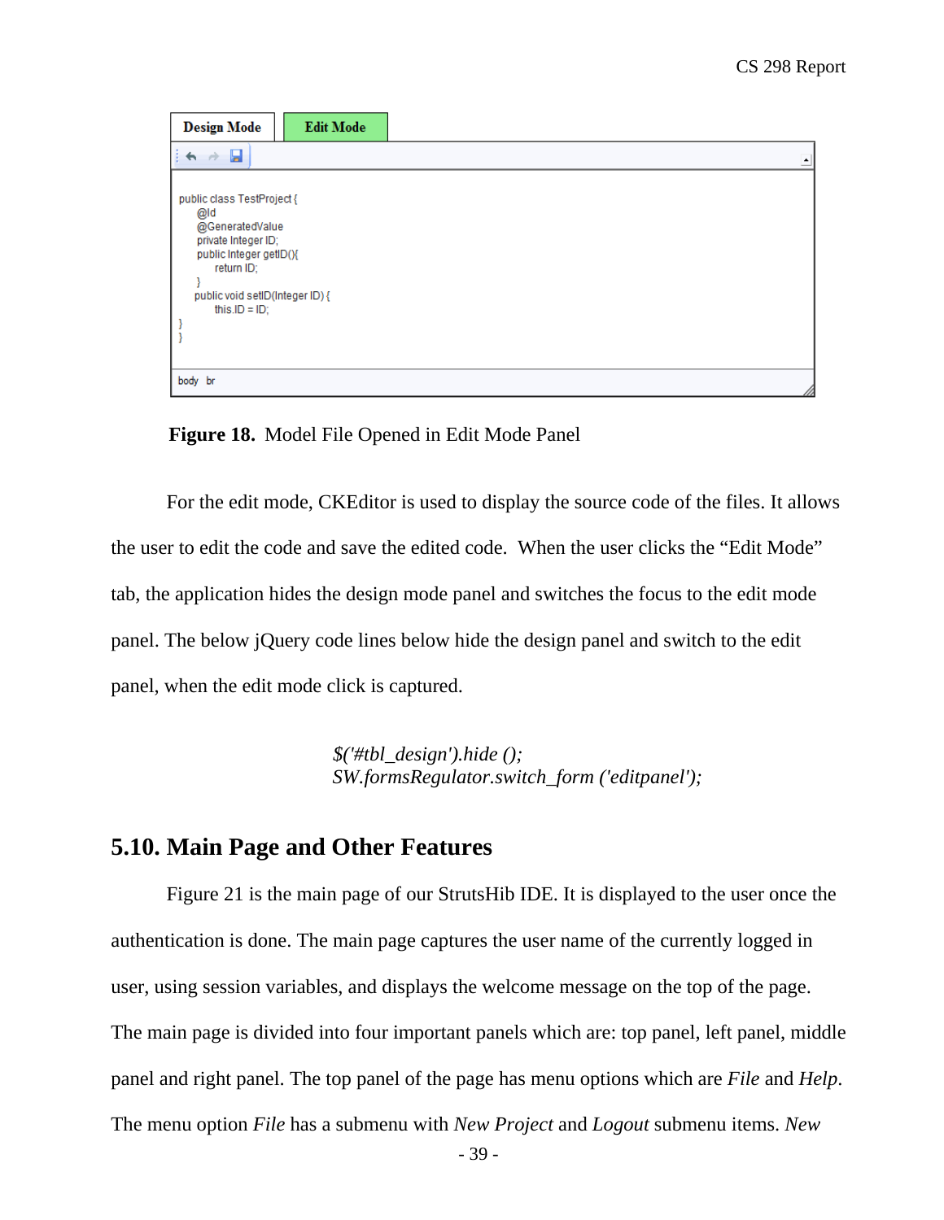Design Mode | Edit Mode

```
public class TestProject {
    @Id
    @GeneratedValue
    private Integer ID;
    public Integer getID(){
        return ID;
    }
    public void setID(Integer ID) {
        this.ID = ID;
}
}
```

body br

**Figure 18.** Model File Opened in Edit Mode Panel

For the edit mode, CKEditor is used to display the source code of the files. It allows the user to edit the code and save the edited code. When the user clicks the “Edit Mode” tab, the application hides the design mode panel and switches the focus to the edit mode panel. The below jQuery code lines below hide the design panel and switch to the edit panel, when the edit mode click is captured.

```
$('#tbl_design').hide ();
SW.formsRegulator.switch_form ('editpanel');
```

## 5.10. Main Page and Other Features

Figure 21 is the main page of our StrutsHib IDE. It is displayed to the user once the authentication is done. The main page captures the user name of the currently logged in user, using session variables, and displays the welcome message on the top of the page. The main page is divided into four important panels which are: top panel, left panel, middle panel and right panel. The top panel of the page has menu options which are *File* and *Help*. The menu option *File* has a submenu with *New Project* and *Logout* submenu items. *New*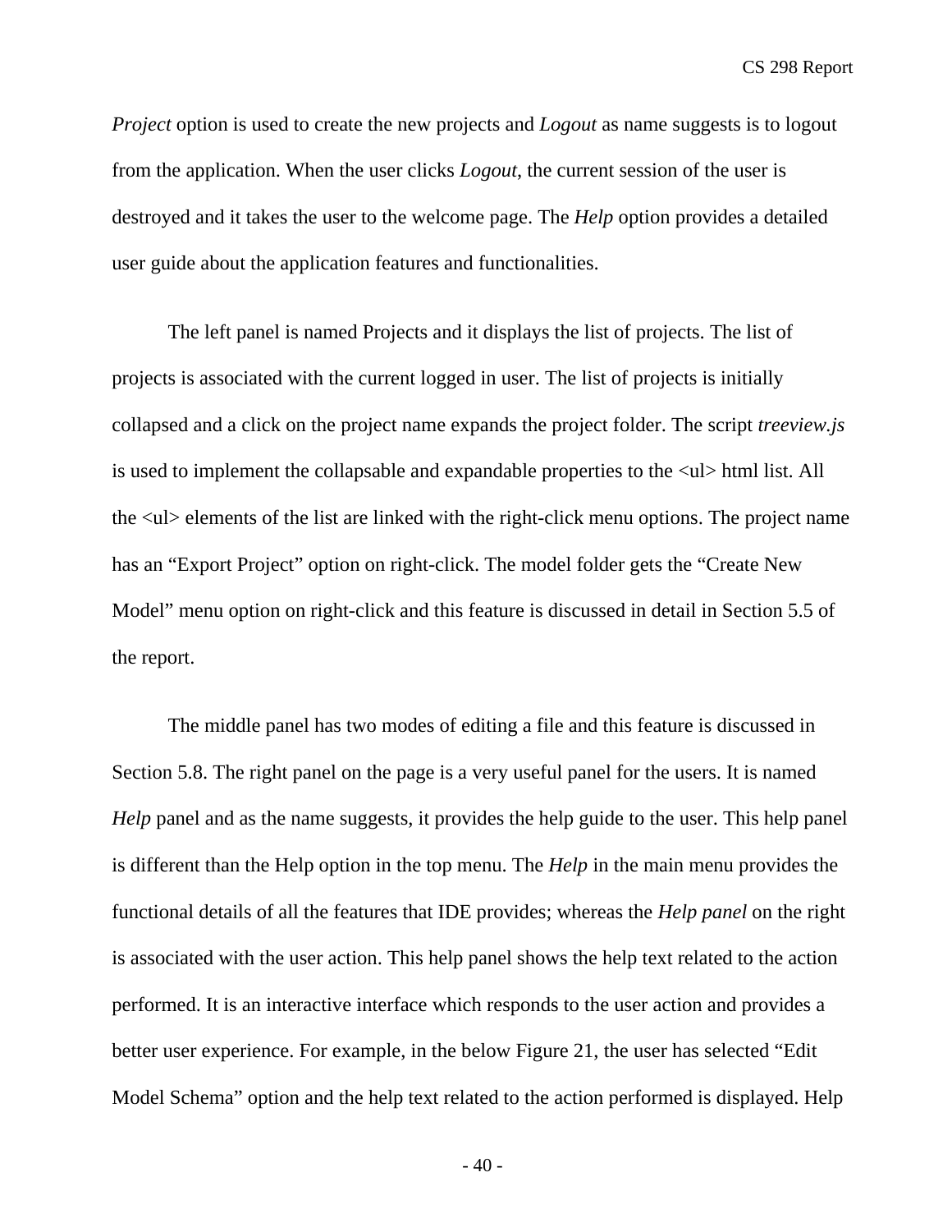*Project* option is used to create the new projects and *Logout* as name suggests is to logout from the application. When the user clicks *Logout*, the current session of the user is destroyed and it takes the user to the welcome page. The *Help* option provides a detailed user guide about the application features and functionalities.

The left panel is named Projects and it displays the list of projects. The list of projects is associated with the current logged in user. The list of projects is initially collapsed and a click on the project name expands the project folder. The script *treeview.js* is used to implement the collapsable and expandable properties to the <ul> html list. All the <ul> elements of the list are linked with the right-click menu options. The project name has an "Export Project" option on right-click. The model folder gets the "Create New Model" menu option on right-click and this feature is discussed in detail in Section 5.5 of the report.

The middle panel has two modes of editing a file and this feature is discussed in Section 5.8. The right panel on the page is a very useful panel for the users. It is named *Help* panel and as the name suggests, it provides the help guide to the user. This help panel is different than the Help option in the top menu. The *Help* in the main menu provides the functional details of all the features that IDE provides; whereas the *Help panel* on the right is associated with the user action. This help panel shows the help text related to the action performed. It is an interactive interface which responds to the user action and provides a better user experience. For example, in the below Figure 21, the user has selected "Edit Model Schema" option and the help text related to the action performed is displayed. Help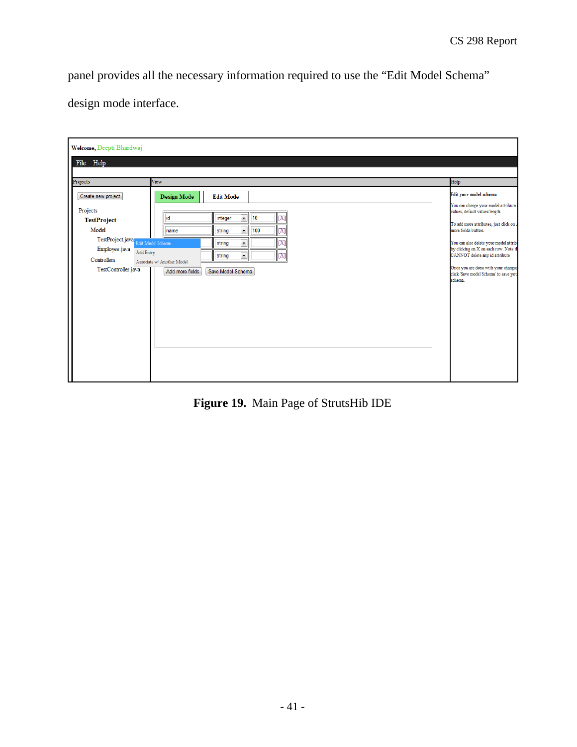panel provides all the necessary information required to use the "Edit Model Schema" design mode interface.

**Figure 19.** Main Page of StrutsHib IDE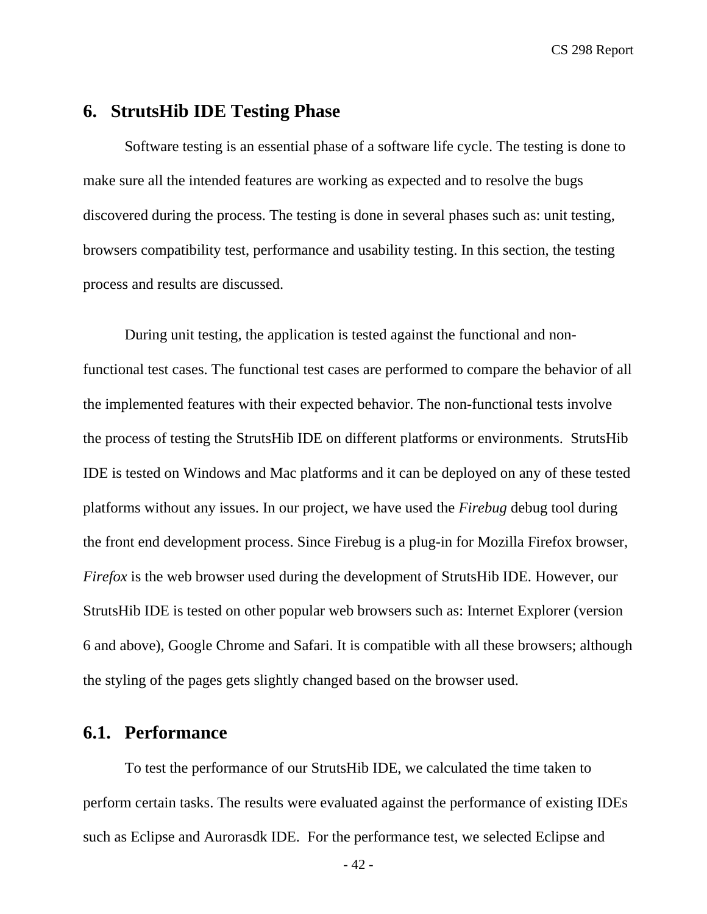## 6. StrutsHib IDE Testing Phase

Software testing is an essential phase of a software life cycle. The testing is done to make sure all the intended features are working as expected and to resolve the bugs discovered during the process. The testing is done in several phases such as: unit testing, browsers compatibility test, performance and usability testing. In this section, the testing process and results are discussed.

During unit testing, the application is tested against the functional and non-functional test cases. The functional test cases are performed to compare the behavior of all the implemented features with their expected behavior. The non-functional tests involve the process of testing the StrutsHib IDE on different platforms or environments. StrutsHib IDE is tested on Windows and Mac platforms and it can be deployed on any of these tested platforms without any issues. In our project, we have used the *Firebug* debug tool during the front end development process. Since Firebug is a plug-in for Mozilla Firefox browser, *Firefox* is the web browser used during the development of StrutsHib IDE. However, our StrutsHib IDE is tested on other popular web browsers such as: Internet Explorer (version 6 and above), Google Chrome and Safari. It is compatible with all these browsers; although the styling of the pages gets slightly changed based on the browser used.

### 6.1. Performance

To test the performance of our StrutsHib IDE, we calculated the time taken to perform certain tasks. The results were evaluated against the performance of existing IDEs such as Eclipse and Aurorasdk IDE. For the performance test, we selected Eclipse and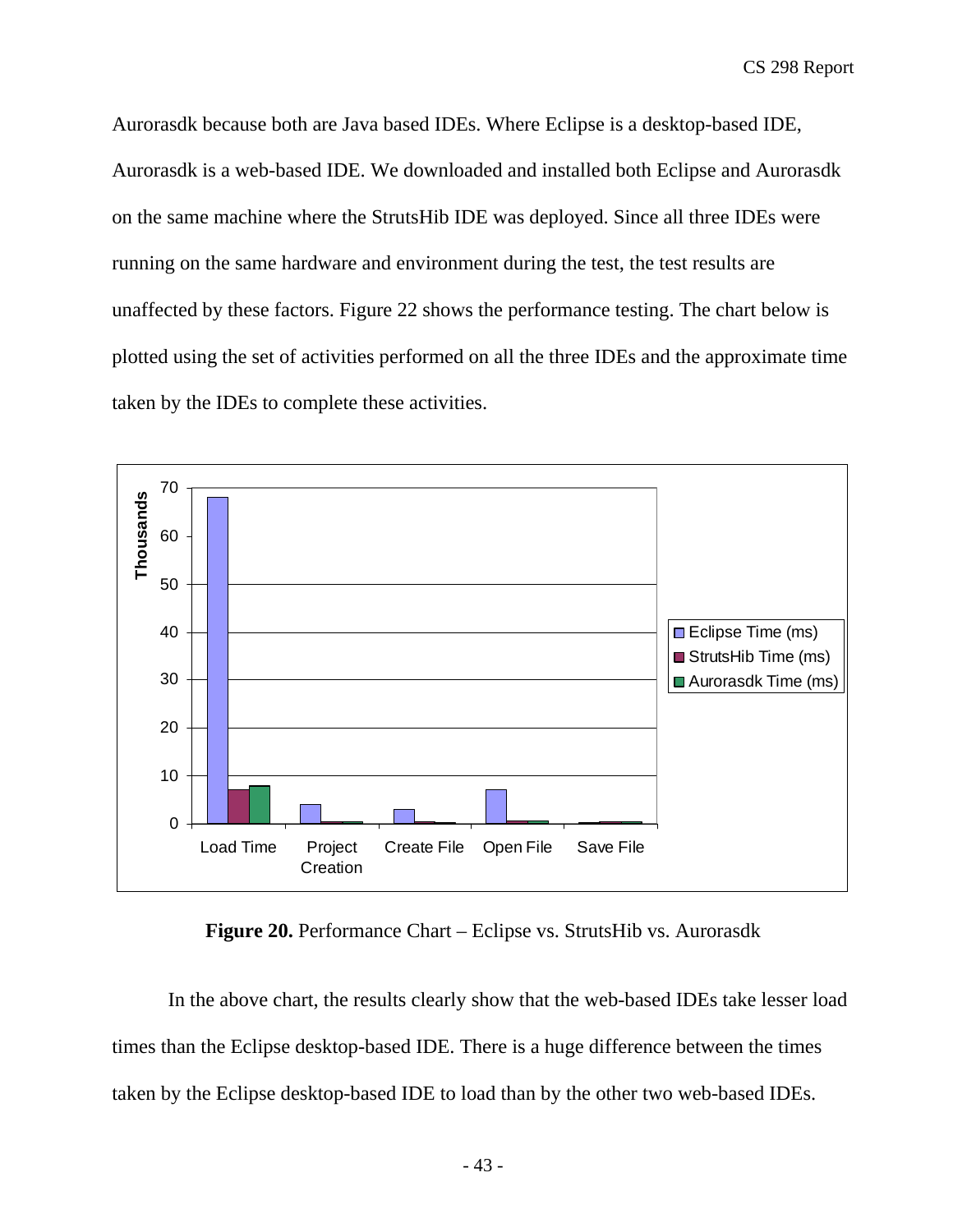Aurorasdk because both are Java based IDEs. Where Eclipse is a desktop-based IDE, Aurorasdk is a web-based IDE. We downloaded and installed both Eclipse and Aurorasdk on the same machine where the StrutsHib IDE was deployed. Since all three IDEs were running on the same hardware and environment during the test, the test results are unaffected by these factors. Figure 22 shows the performance testing. The chart below is plotted using the set of activities performed on all the three IDEs and the approximate time taken by the IDEs to complete these activities.

**Figure 20.** Performance Chart – Eclipse vs. StrutsHib vs. Aurorasdk

In the above chart, the results clearly show that the web-based IDEs take lesser load times than the Eclipse desktop-based IDE. There is a huge difference between the times taken by the Eclipse desktop-based IDE to load than by the other two web-based IDEs.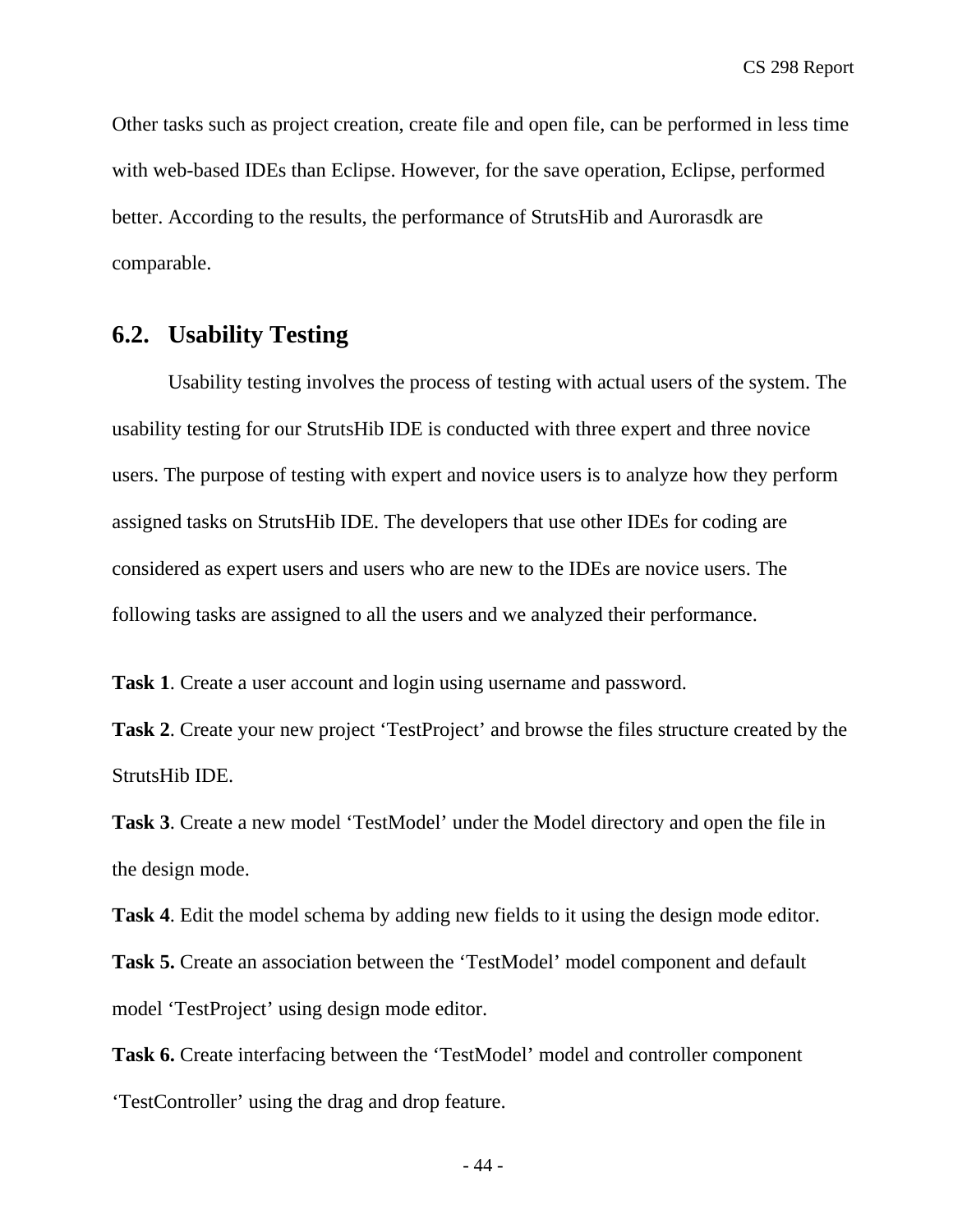Other tasks such as project creation, create file and open file, can be performed in less time with web-based IDEs than Eclipse. However, for the save operation, Eclipse, performed better. According to the results, the performance of StrutsHib and Aurorasdk are comparable.

## 6.2. Usability Testing

Usability testing involves the process of testing with actual users of the system. The usability testing for our StrutsHib IDE is conducted with three expert and three novice users. The purpose of testing with expert and novice users is to analyze how they perform assigned tasks on StrutsHib IDE. The developers that use other IDEs for coding are considered as expert users and users who are new to the IDEs are novice users. The following tasks are assigned to all the users and we analyzed their performance.

**Task 1**. Create a user account and login using username and password.

**Task 2**. Create your new project 'TestProject' and browse the files structure created by the StrutsHib IDE.

**Task 3**. Create a new model 'TestModel' under the Model directory and open the file in the design mode.

**Task 4**. Edit the model schema by adding new fields to it using the design mode editor.

**Task 5.** Create an association between the 'TestModel' model component and default model 'TestProject' using design mode editor.

**Task 6.** Create interfacing between the 'TestModel' model and controller component 'TestController' using the drag and drop feature.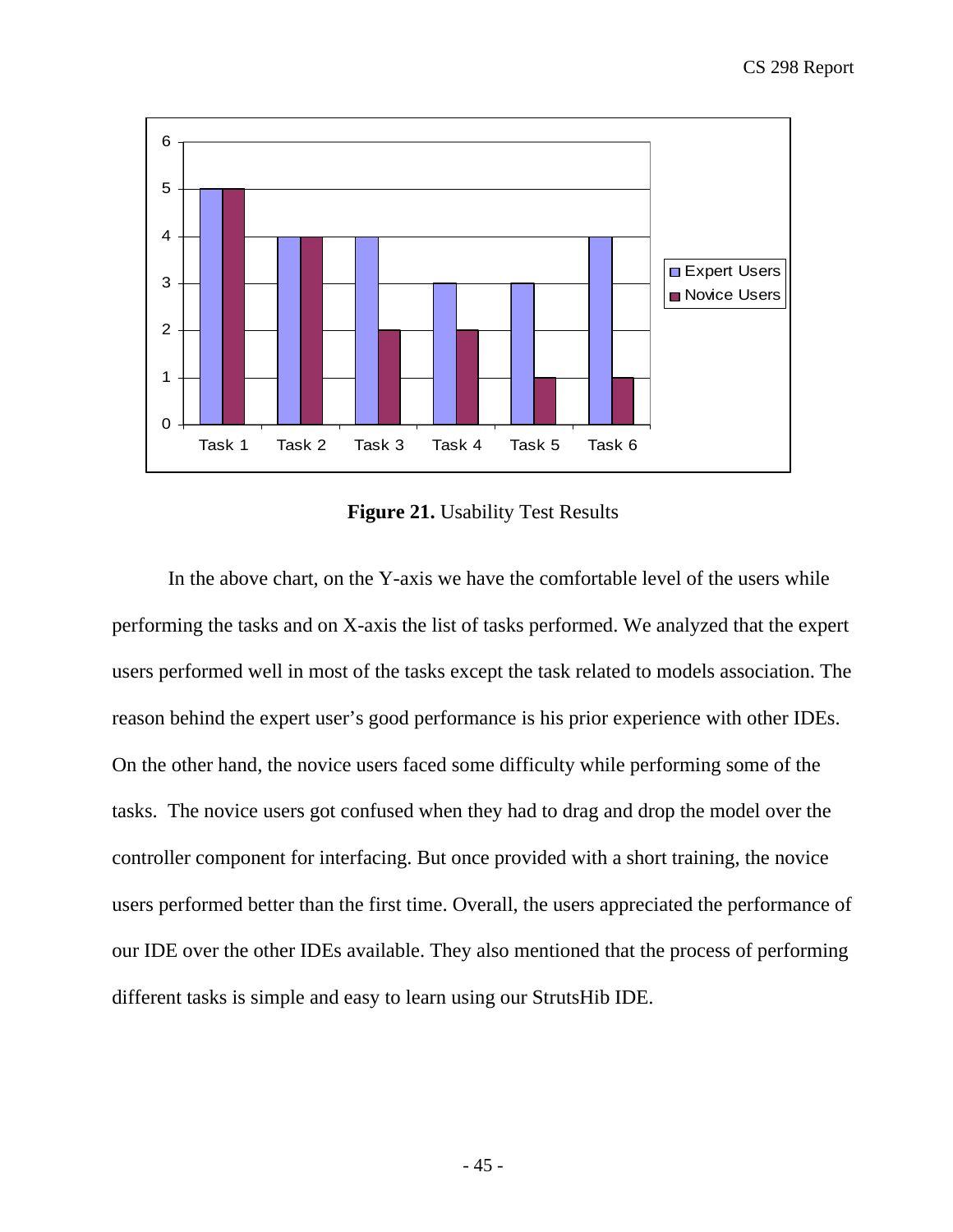**Figure 21.** Usability Test Results

In the above chart, on the Y-axis we have the comfortable level of the users while performing the tasks and on X-axis the list of tasks performed. We analyzed that the expert users performed well in most of the tasks except the task related to models association. The reason behind the expert user's good performance is his prior experience with other IDEs. On the other hand, the novice users faced some difficulty while performing some of the tasks. The novice users got confused when they had to drag and drop the model over the controller component for interfacing. But once provided with a short training, the novice users performed better than the first time. Overall, the users appreciated the performance of our IDE over the other IDEs available. They also mentioned that the process of performing different tasks is simple and easy to learn using our StrutsHib IDE.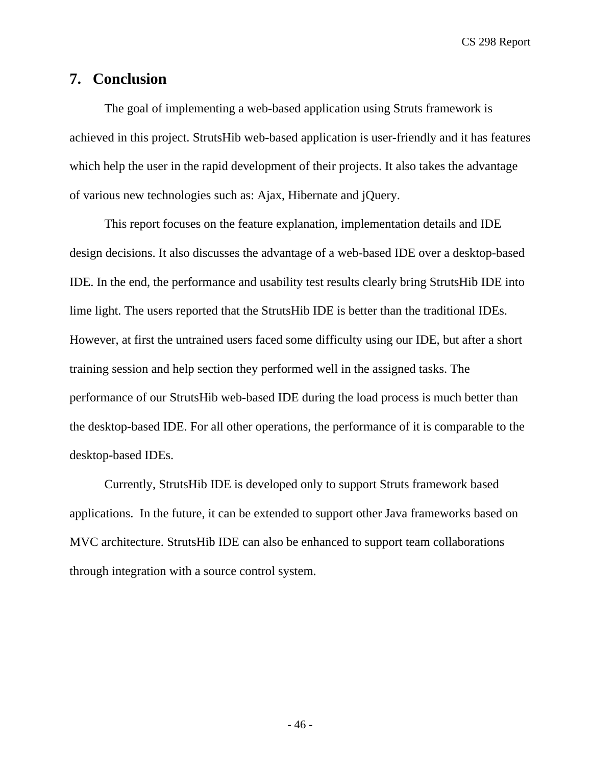## 7. Conclusion

The goal of implementing a web-based application using Struts framework is achieved in this project. StrutsHib web-based application is user-friendly and it has features which help the user in the rapid development of their projects. It also takes the advantage of various new technologies such as: Ajax, Hibernate and jQuery.

This report focuses on the feature explanation, implementation details and IDE design decisions. It also discusses the advantage of a web-based IDE over a desktop-based IDE. In the end, the performance and usability test results clearly bring StrutsHib IDE into lime light. The users reported that the StrutsHib IDE is better than the traditional IDEs. However, at first the untrained users faced some difficulty using our IDE, but after a short training session and help section they performed well in the assigned tasks. The performance of our StrutsHib web-based IDE during the load process is much better than the desktop-based IDE. For all other operations, the performance of it is comparable to the desktop-based IDEs.

Currently, StrutsHib IDE is developed only to support Struts framework based applications. In the future, it can be extended to support other Java frameworks based on MVC architecture. StrutsHib IDE can also be enhanced to support team collaborations through integration with a source control system.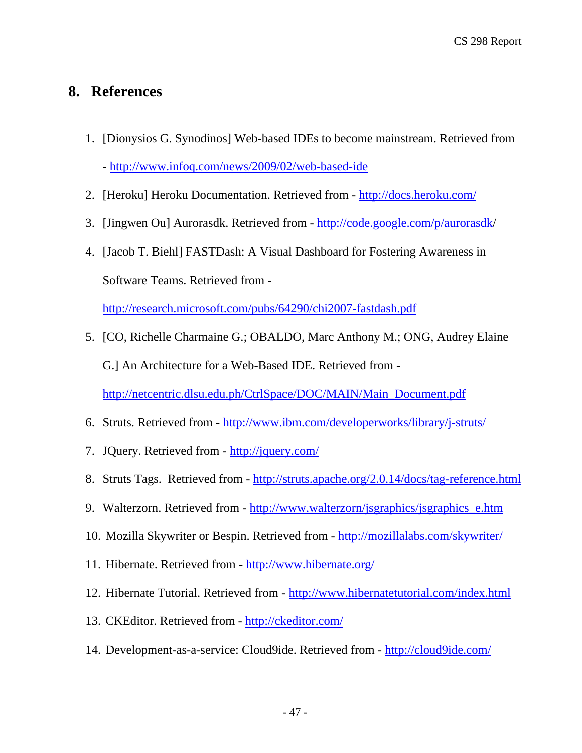## 8. References

1. [Dionysios G. Synodinos] Web-based IDEs to become mainstream. Retrieved from - http://www.infoq.com/news/2009/02/web-based-ide
2. [Heroku] Heroku Documentation. Retrieved from - http://docs.heroku.com/
3. [Jingwen Ou] Aurorasdk. Retrieved from - http://code.google.com/p/aurorasdk/
4. [Jacob T. Biehl] FASTDash: A Visual Dashboard for Fostering Awareness in Software Teams. Retrieved from - http://research.microsoft.com/pubs/64290/chi2007-fastdash.pdf
5. [CO, Richelle Charmaine G.; OBALDO, Marc Anthony M.; ONG, Audrey Elaine G.] An Architecture for a Web-Based IDE. Retrieved from - http://netcentric.dlsu.edu.ph/CtrlSpace/DOC/MAIN/Main_Document.pdf
6. Struts. Retrieved from - http://www.ibm.com/developerworks/library/j-struts/
7. JQuery. Retrieved from - http://jquery.com/
8. Struts Tags. Retrieved from - http://struts.apache.org/2.0.14/docs/tag-reference.html
9. Walterzorn. Retrieved from - http://www.walterzorn/jsgraphics/jsgraphics_e.htm
10. Mozilla Skywriter or Bespin. Retrieved from - http://mozillalabs.com/skywriter/
11. Hibernate. Retrieved from - http://www.hibernate.org/
12. Hibernate Tutorial. Retrieved from - http://www.hibernatetutorial.com/index.html
13. CKEditor. Retrieved from - http://ckeditor.com/
14. Development-as-a-service: Cloud9ide. Retrieved from - http://cloud9ide.com/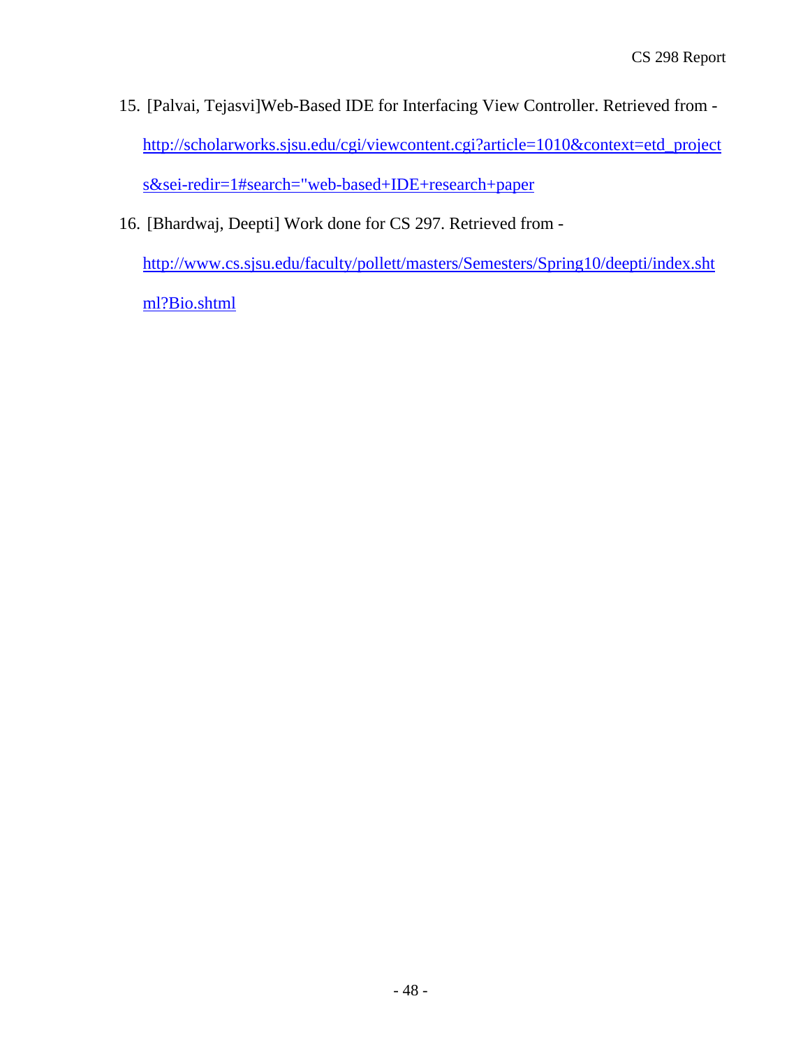15. [Palvai, Tejasvi]Web-Based IDE for Interfacing View Controller. Retrieved from - http://scholarworks.sjsu.edu/cgi/viewcontent.cgi?article=1010&context=etd_projects&sei-redir=1#search="web-based+IDE+research+paper
16. [Bhardwaj, Deepti] Work done for CS 297. Retrieved from - http://www.cs.sjsu.edu/faculty/pollett/masters/Semesters/Spring10/deepti/index.shtml?Bio.shtml